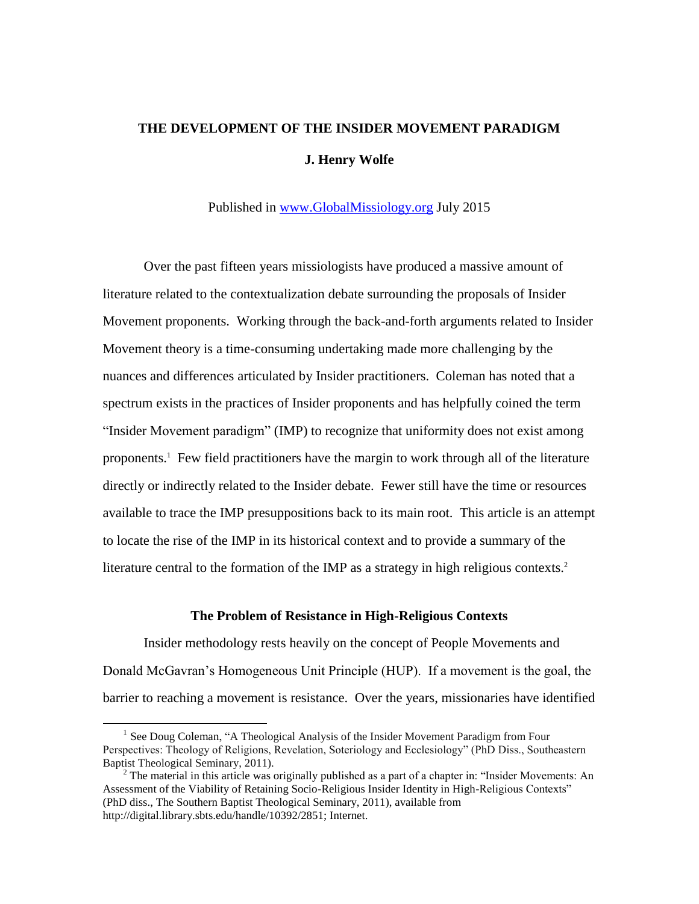# THE DEVELOPMENT OF THE INSIDER MOVEMENT PARADIGM

**J. Henry Wolfe**

Published in www.GlobalMissiology.org July 2015

Over the past fifteen years missiologists have produced a massive amount of literature related to the contextualization debate surrounding the proposals of Insider Movement proponents. Working through the back-and-forth arguments related to Insider Movement theory is a time-consuming undertaking made more challenging by the nuances and differences articulated by Insider practitioners. Coleman has noted that a spectrum exists in the practices of Insider proponents and has helpfully coined the term "Insider Movement paradigm" (IMP) to recognize that uniformity does not exist among proponents.[1] Few field practitioners have the margin to work through all of the literature directly or indirectly related to the Insider debate. Fewer still have the time or resources available to trace the IMP presuppositions back to its main root. This article is an attempt to locate the rise of the IMP in its historical context and to provide a summary of the literature central to the formation of the IMP as a strategy in high religious contexts.[2]

## The Problem of Resistance in High-Religious Contexts

Insider methodology rests heavily on the concept of People Movements and Donald McGavran's Homogeneous Unit Principle (HUP). If a movement is the goal, the barrier to reaching a movement is resistance. Over the years, missionaries have identified

---

[1] See Doug Coleman, "A Theological Analysis of the Insider Movement Paradigm from Four Perspectives: Theology of Religions, Revelation, Soteriology and Ecclesiology" (PhD Diss., Southeastern Baptist Theological Seminary, 2011).

[2] The material in this article was originally published as a part of a chapter in: "Insider Movements: An Assessment of the Viability of Retaining Socio-Religious Insider Identity in High-Religious Contexts" (PhD diss., The Southern Baptist Theological Seminary, 2011), available from http://digital.library.sbts.edu/handle/10392/2851; Internet.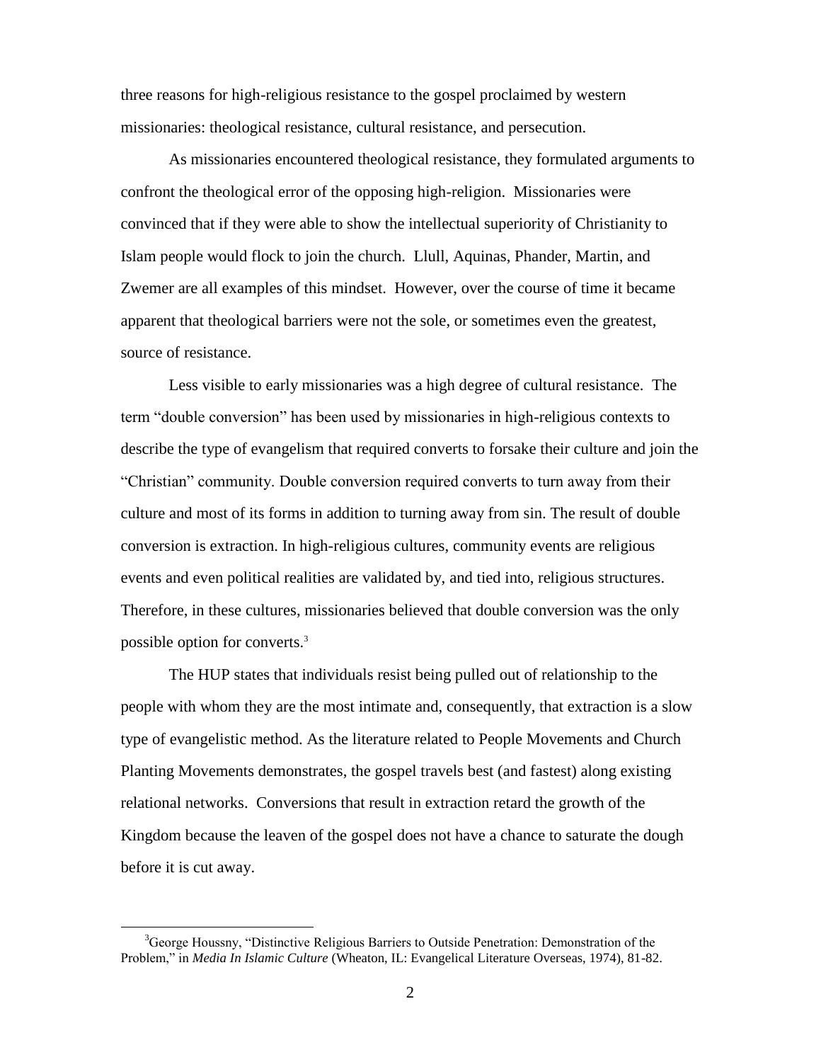three reasons for high-religious resistance to the gospel proclaimed by western missionaries: theological resistance, cultural resistance, and persecution.

As missionaries encountered theological resistance, they formulated arguments to confront the theological error of the opposing high-religion. Missionaries were convinced that if they were able to show the intellectual superiority of Christianity to Islam people would flock to join the church. Llull, Aquinas, Phander, Martin, and Zwemer are all examples of this mindset. However, over the course of time it became apparent that theological barriers were not the sole, or sometimes even the greatest, source of resistance.

Less visible to early missionaries was a high degree of cultural resistance. The term "double conversion" has been used by missionaries in high-religious contexts to describe the type of evangelism that required converts to forsake their culture and join the "Christian" community. Double conversion required converts to turn away from their culture and most of its forms in addition to turning away from sin. The result of double conversion is extraction. In high-religious cultures, community events are religious events and even political realities are validated by, and tied into, religious structures. Therefore, in these cultures, missionaries believed that double conversion was the only possible option for converts.[3]

The HUP states that individuals resist being pulled out of relationship to the people with whom they are the most intimate and, consequently, that extraction is a slow type of evangelistic method. As the literature related to People Movements and Church Planting Movements demonstrates, the gospel travels best (and fastest) along existing relational networks. Conversions that result in extraction retard the growth of the Kingdom because the leaven of the gospel does not have a chance to saturate the dough before it is cut away.

---

[3] George Houssny, "Distinctive Religious Barriers to Outside Penetration: Demonstration of the Problem," in *Media In Islamic Culture* (Wheaton, IL: Evangelical Literature Overseas, 1974), 81-82.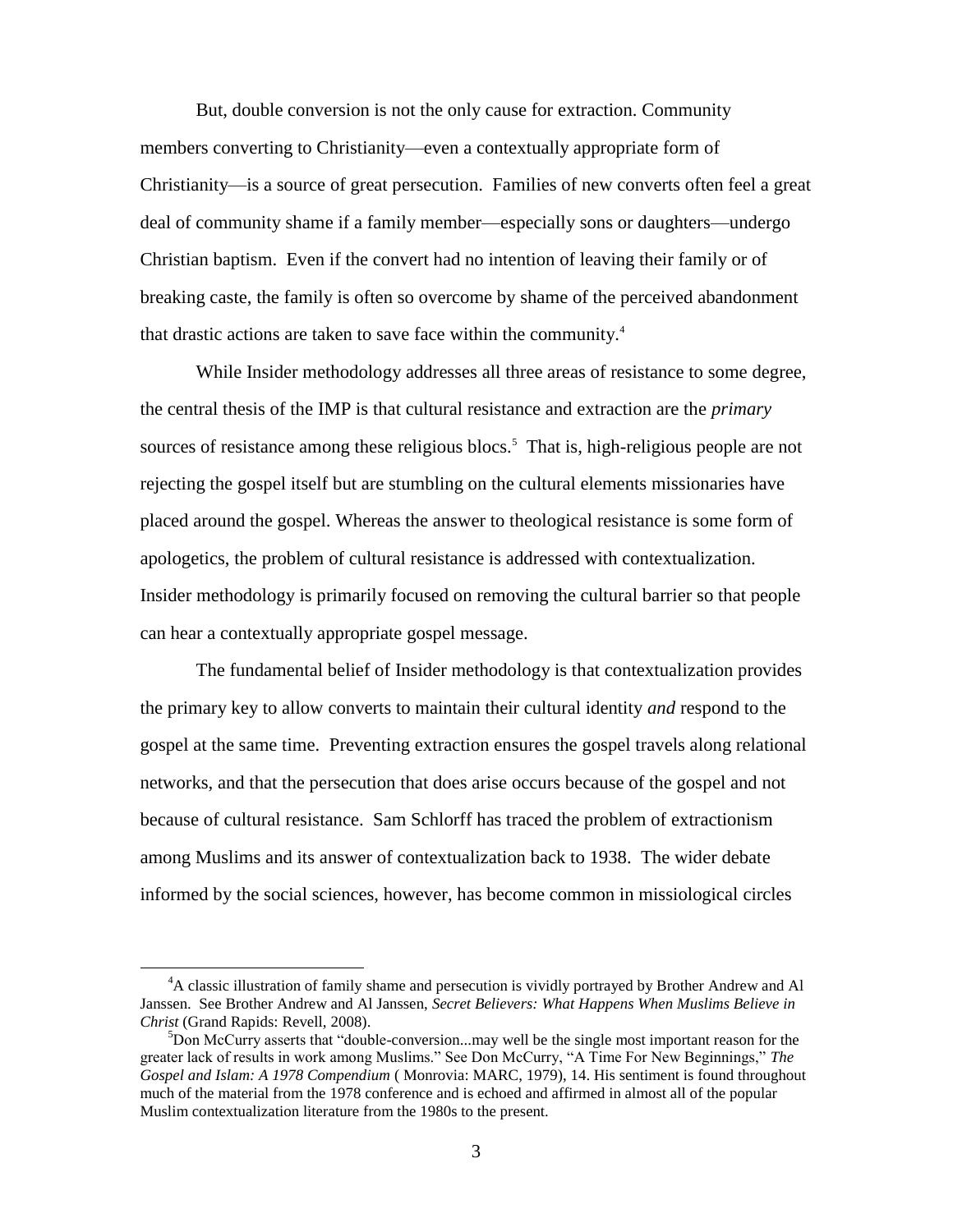But, double conversion is not the only cause for extraction. Community members converting to Christianity—even a contextually appropriate form of Christianity—is a source of great persecution. Families of new converts often feel a great deal of community shame if a family member—especially sons or daughters—undergo Christian baptism. Even if the convert had no intention of leaving their family or of breaking caste, the family is often so overcome by shame of the perceived abandonment that drastic actions are taken to save face within the community.[4]

While Insider methodology addresses all three areas of resistance to some degree, the central thesis of the IMP is that cultural resistance and extraction are the *primary* sources of resistance among these religious blocs.[5] That is, high-religious people are not rejecting the gospel itself but are stumbling on the cultural elements missionaries have placed around the gospel. Whereas the answer to theological resistance is some form of apologetics, the problem of cultural resistance is addressed with contextualization. Insider methodology is primarily focused on removing the cultural barrier so that people can hear a contextually appropriate gospel message.

The fundamental belief of Insider methodology is that contextualization provides the primary key to allow converts to maintain their cultural identity *and* respond to the gospel at the same time. Preventing extraction ensures the gospel travels along relational networks, and that the persecution that does arise occurs because of the gospel and not because of cultural resistance. Sam Schlorff has traced the problem of extractionism among Muslims and its answer of contextualization back to 1938. The wider debate informed by the social sciences, however, has become common in missiological circles

---

[4]A classic illustration of family shame and persecution is vividly portrayed by Brother Andrew and Al Janssen. See Brother Andrew and Al Janssen, *Secret Believers: What Happens When Muslims Believe in Christ* (Grand Rapids: Revell, 2008).

[5]Don McCurry asserts that "double-conversion...may well be the single most important reason for the greater lack of results in work among Muslims." See Don McCurry, "A Time For New Beginnings," *The Gospel and Islam: A 1978 Compendium* ( Monrovia: MARC, 1979), 14. His sentiment is found throughout much of the material from the 1978 conference and is echoed and affirmed in almost all of the popular Muslim contextualization literature from the 1980s to the present.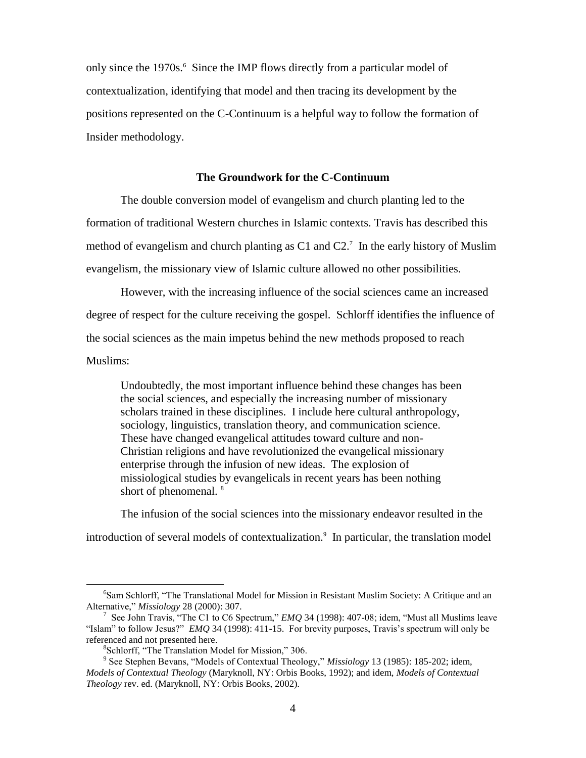only since the 1970s.[6] Since the IMP flows directly from a particular model of contextualization, identifying that model and then tracing its development by the positions represented on the C-Continuum is a helpful way to follow the formation of Insider methodology.

## The Groundwork for the C-Continuum

The double conversion model of evangelism and church planting led to the formation of traditional Western churches in Islamic contexts. Travis has described this method of evangelism and church planting as C1 and C2.[7] In the early history of Muslim evangelism, the missionary view of Islamic culture allowed no other possibilities.

However, with the increasing influence of the social sciences came an increased degree of respect for the culture receiving the gospel. Schlorff identifies the influence of the social sciences as the main impetus behind the new methods proposed to reach Muslims:

> Undoubtedly, the most important influence behind these changes has been the social sciences, and especially the increasing number of missionary scholars trained in these disciplines. I include here cultural anthropology, sociology, linguistics, translation theory, and communication science. These have changed evangelical attitudes toward culture and non-Christian religions and have revolutionized the evangelical missionary enterprise through the infusion of new ideas. The explosion of missiological studies by evangelicals in recent years has been nothing short of phenomenal. [8]

The infusion of the social sciences into the missionary endeavor resulted in the introduction of several models of contextualization.[9] In particular, the translation model

---

[6] Sam Schlorff, "The Translational Model for Mission in Resistant Muslim Society: A Critique and an Alternative," *Missiology* 28 (2000): 307.

[7] See John Travis, "The C1 to C6 Spectrum," *EMQ* 34 (1998): 407-08; idem, "Must all Muslims leave "Islam" to follow Jesus?" *EMQ* 34 (1998): 411-15. For brevity purposes, Travis's spectrum will only be referenced and not presented here.

[8] Schlorff, "The Translation Model for Mission," 306.

[9] See Stephen Bevans, "Models of Contextual Theology," *Missiology* 13 (1985): 185-202; idem, *Models of Contextual Theology* (Maryknoll, NY: Orbis Books, 1992); and idem, *Models of Contextual Theology* rev. ed. (Maryknoll, NY: Orbis Books, 2002).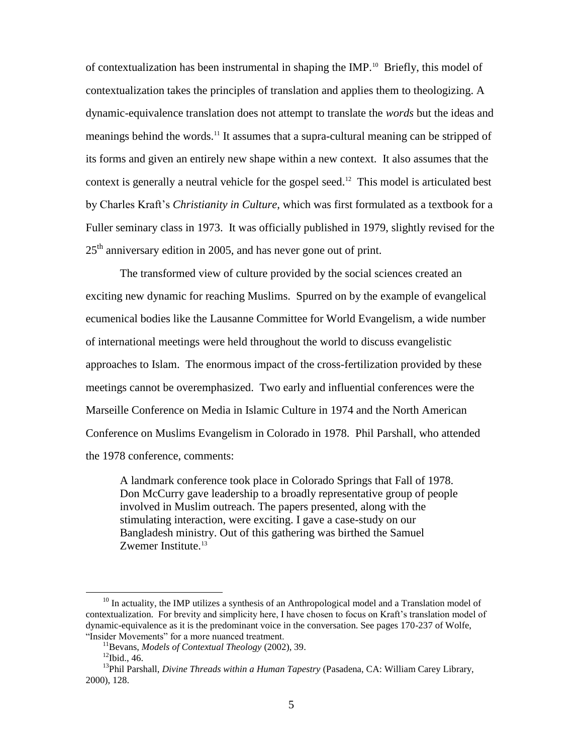of contextualization has been instrumental in shaping the IMP.[10] Briefly, this model of contextualization takes the principles of translation and applies them to theologizing. A dynamic-equivalence translation does not attempt to translate the *words* but the ideas and meanings behind the words.[11] It assumes that a supra-cultural meaning can be stripped of its forms and given an entirely new shape within a new context. It also assumes that the context is generally a neutral vehicle for the gospel seed.[12] This model is articulated best by Charles Kraft's *Christianity in Culture*, which was first formulated as a textbook for a Fuller seminary class in 1973. It was officially published in 1979, slightly revised for the 25th anniversary edition in 2005, and has never gone out of print.

The transformed view of culture provided by the social sciences created an exciting new dynamic for reaching Muslims. Spurred on by the example of evangelical ecumenical bodies like the Lausanne Committee for World Evangelism, a wide number of international meetings were held throughout the world to discuss evangelistic approaches to Islam. The enormous impact of the cross-fertilization provided by these meetings cannot be overemphasized. Two early and influential conferences were the Marseille Conference on Media in Islamic Culture in 1974 and the North American Conference on Muslims Evangelism in Colorado in 1978. Phil Parshall, who attended the 1978 conference, comments:

> A landmark conference took place in Colorado Springs that Fall of 1978. Don McCurry gave leadership to a broadly representative group of people involved in Muslim outreach. The papers presented, along with the stimulating interaction, were exciting. I gave a case-study on our Bangladesh ministry. Out of this gathering was birthed the Samuel Zwemer Institute.[13]

---

[10] In actuality, the IMP utilizes a synthesis of an Anthropological model and a Translation model of contextualization. For brevity and simplicity here, I have chosen to focus on Kraft's translation model of dynamic-equivalence as it is the predominant voice in the conversation. See pages 170-237 of Wolfe, "Insider Movements" for a more nuanced treatment.

[11] Bevans, *Models of Contextual Theology* (2002), 39.

[12] Ibid., 46.

[13] Phil Parshall, *Divine Threads within a Human Tapestry* (Pasadena, CA: William Carey Library, 2000), 128.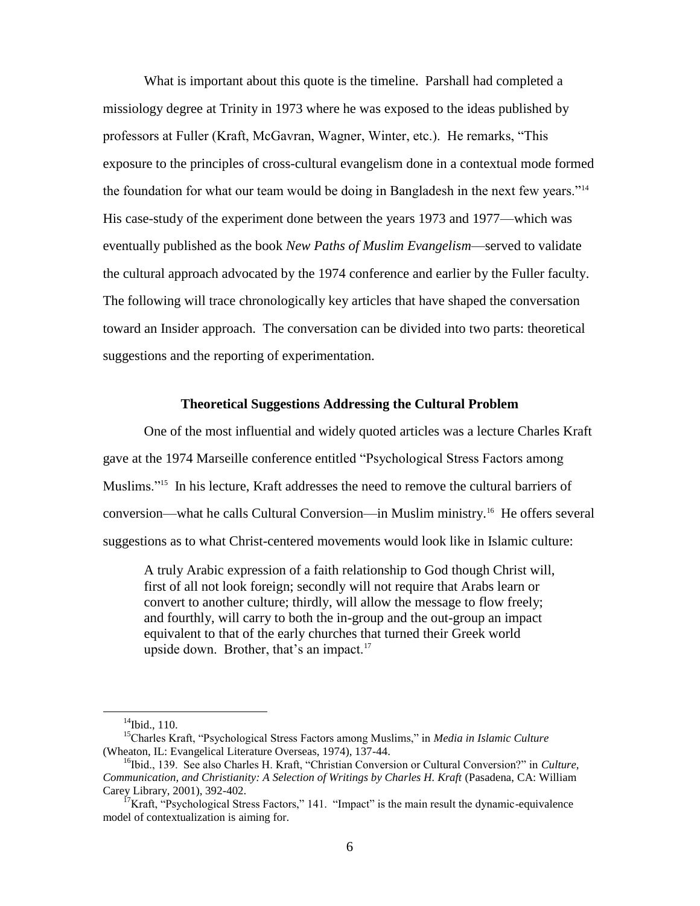What is important about this quote is the timeline. Parshall had completed a missiology degree at Trinity in 1973 where he was exposed to the ideas published by professors at Fuller (Kraft, McGavran, Wagner, Winter, etc.). He remarks, "This exposure to the principles of cross-cultural evangelism done in a contextual mode formed the foundation for what our team would be doing in Bangladesh in the next few years."[14] His case-study of the experiment done between the years 1973 and 1977—which was eventually published as the book *New Paths of Muslim Evangelism*—served to validate the cultural approach advocated by the 1974 conference and earlier by the Fuller faculty. The following will trace chronologically key articles that have shaped the conversation toward an Insider approach. The conversation can be divided into two parts: theoretical suggestions and the reporting of experimentation.

### Theoretical Suggestions Addressing the Cultural Problem

One of the most influential and widely quoted articles was a lecture Charles Kraft gave at the 1974 Marseille conference entitled "Psychological Stress Factors among Muslims."[15] In his lecture, Kraft addresses the need to remove the cultural barriers of conversion—what he calls Cultural Conversion—in Muslim ministry.[16] He offers several suggestions as to what Christ-centered movements would look like in Islamic culture:

> A truly Arabic expression of a faith relationship to God though Christ will, first of all not look foreign; secondly will not require that Arabs learn or convert to another culture; thirdly, will allow the message to flow freely; and fourthly, will carry to both the in-group and the out-group an impact equivalent to that of the early churches that turned their Greek world upside down. Brother, that's an impact.[17]

---

[14] Ibid., 110.

[15] Charles Kraft, "Psychological Stress Factors among Muslims," in *Media in Islamic Culture* (Wheaton, IL: Evangelical Literature Overseas, 1974), 137-44.

[16] Ibid., 139. See also Charles H. Kraft, "Christian Conversion or Cultural Conversion?" in *Culture, Communication, and Christianity: A Selection of Writings by Charles H. Kraft* (Pasadena, CA: William Carey Library, 2001), 392-402.

[17] Kraft, "Psychological Stress Factors," 141. "Impact" is the main result the dynamic-equivalence model of contextualization is aiming for.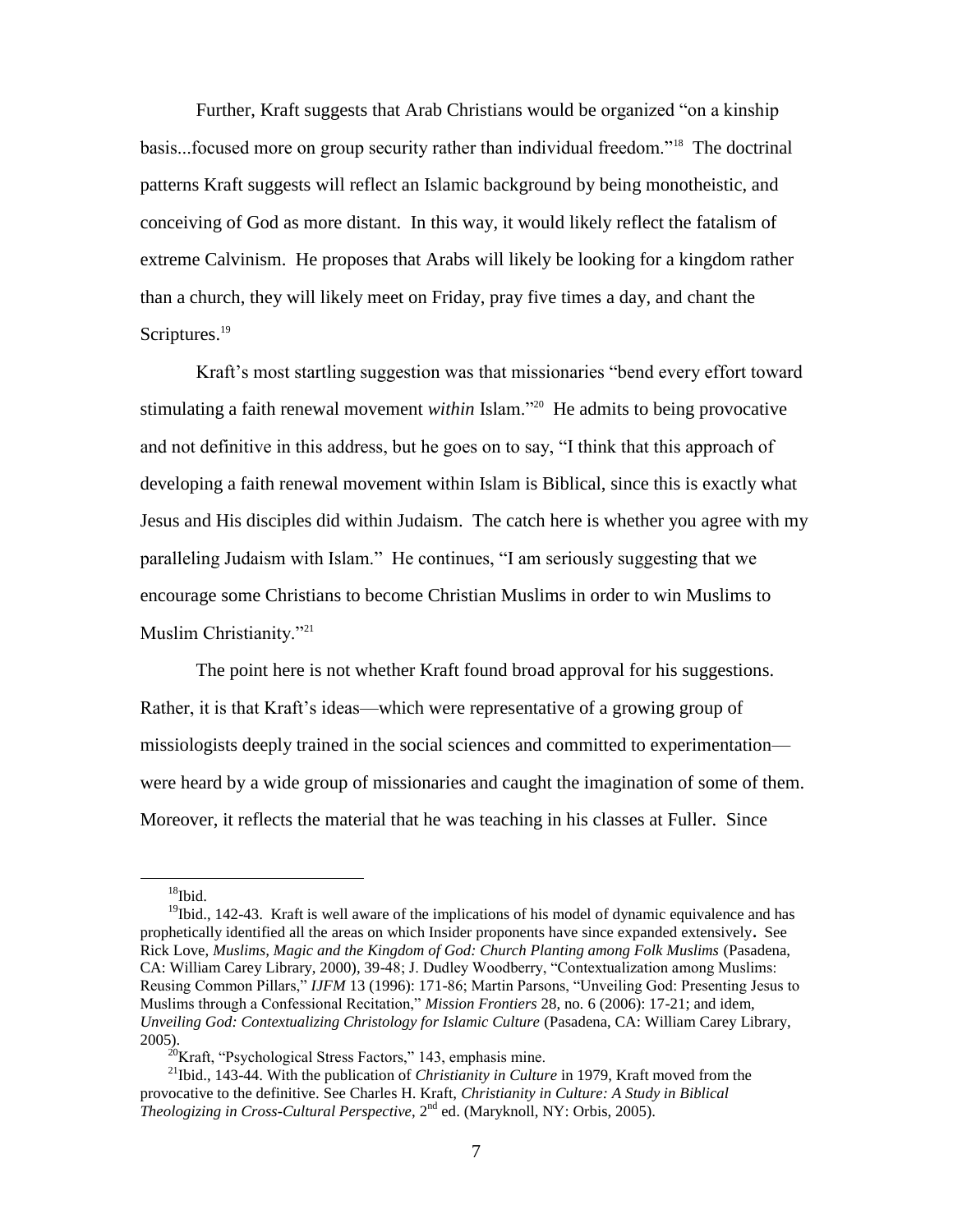Further, Kraft suggests that Arab Christians would be organized "on a kinship basis...focused more on group security rather than individual freedom."[18] The doctrinal patterns Kraft suggests will reflect an Islamic background by being monotheistic, and conceiving of God as more distant. In this way, it would likely reflect the fatalism of extreme Calvinism. He proposes that Arabs will likely be looking for a kingdom rather than a church, they will likely meet on Friday, pray five times a day, and chant the Scriptures.[19]

Kraft's most startling suggestion was that missionaries "bend every effort toward stimulating a faith renewal movement *within* Islam."[20] He admits to being provocative and not definitive in this address, but he goes on to say, "I think that this approach of developing a faith renewal movement within Islam is Biblical, since this is exactly what Jesus and His disciples did within Judaism. The catch here is whether you agree with my paralleling Judaism with Islam." He continues, "I am seriously suggesting that we encourage some Christians to become Christian Muslims in order to win Muslims to Muslim Christianity."[21]

The point here is not whether Kraft found broad approval for his suggestions. Rather, it is that Kraft's ideas—which were representative of a growing group of missiologists deeply trained in the social sciences and committed to experimentation—were heard by a wide group of missionaries and caught the imagination of some of them. Moreover, it reflects the material that he was teaching in his classes at Fuller. Since

---

[18]Ibid.

[19]Ibid., 142-43. Kraft is well aware of the implications of his model of dynamic equivalence and has prophetically identified all the areas on which Insider proponents have since expanded extensively**.** See Rick Love, *Muslims, Magic and the Kingdom of God: Church Planting among Folk Muslims* (Pasadena, CA: William Carey Library, 2000), 39-48; J. Dudley Woodberry, "Contextualization among Muslims: Reusing Common Pillars," *IJFM* 13 (1996): 171-86; Martin Parsons, "Unveiling God: Presenting Jesus to Muslims through a Confessional Recitation," *Mission Frontiers* 28, no. 6 (2006): 17-21; and idem, *Unveiling God: Contextualizing Christology for Islamic Culture* (Pasadena, CA: William Carey Library, 2005).

[20]Kraft, "Psychological Stress Factors," 143, emphasis mine.

[21]Ibid., 143-44. With the publication of *Christianity in Culture* in 1979, Kraft moved from the provocative to the definitive. See Charles H. Kraft, *Christianity in Culture: A Study in Biblical Theologizing in Cross-Cultural Perspective*, 2nd ed. (Maryknoll, NY: Orbis, 2005).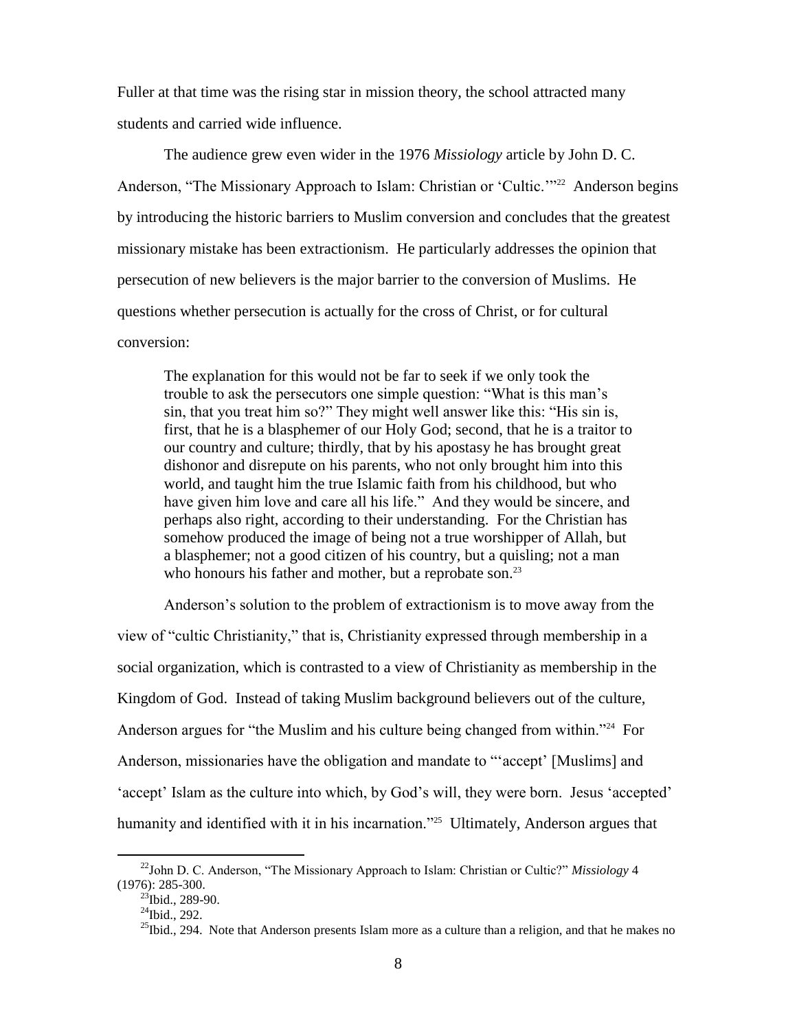Fuller at that time was the rising star in mission theory, the school attracted many students and carried wide influence.

The audience grew even wider in the 1976 *Missiology* article by John D. C. Anderson, "The Missionary Approach to Islam: Christian or 'Cultic.'"[22] Anderson begins by introducing the historic barriers to Muslim conversion and concludes that the greatest missionary mistake has been extractionism. He particularly addresses the opinion that persecution of new believers is the major barrier to the conversion of Muslims. He questions whether persecution is actually for the cross of Christ, or for cultural conversion:

> The explanation for this would not be far to seek if we only took the trouble to ask the persecutors one simple question: "What is this man's sin, that you treat him so?" They might well answer like this: "His sin is, first, that he is a blasphemer of our Holy God; second, that he is a traitor to our country and culture; thirdly, that by his apostasy he has brought great dishonor and disrepute on his parents, who not only brought him into this world, and taught him the true Islamic faith from his childhood, but who have given him love and care all his life." And they would be sincere, and perhaps also right, according to their understanding. For the Christian has somehow produced the image of being not a true worshipper of Allah, but a blasphemer; not a good citizen of his country, but a quisling; not a man who honours his father and mother, but a reprobate son.[23]

Anderson's solution to the problem of extractionism is to move away from the view of "cultic Christianity," that is, Christianity expressed through membership in a social organization, which is contrasted to a view of Christianity as membership in the Kingdom of God. Instead of taking Muslim background believers out of the culture, Anderson argues for "the Muslim and his culture being changed from within."[24] For Anderson, missionaries have the obligation and mandate to "'accept' [Muslims] and 'accept' Islam as the culture into which, by God's will, they were born. Jesus 'accepted' humanity and identified with it in his incarnation."[25] Ultimately, Anderson argues that

---

[22] John D. C. Anderson, "The Missionary Approach to Islam: Christian or Cultic?" *Missiology* 4 (1976): 285-300.

[23] Ibid., 289-90.

[24] Ibid., 292.

[25] Ibid., 294. Note that Anderson presents Islam more as a culture than a religion, and that he makes no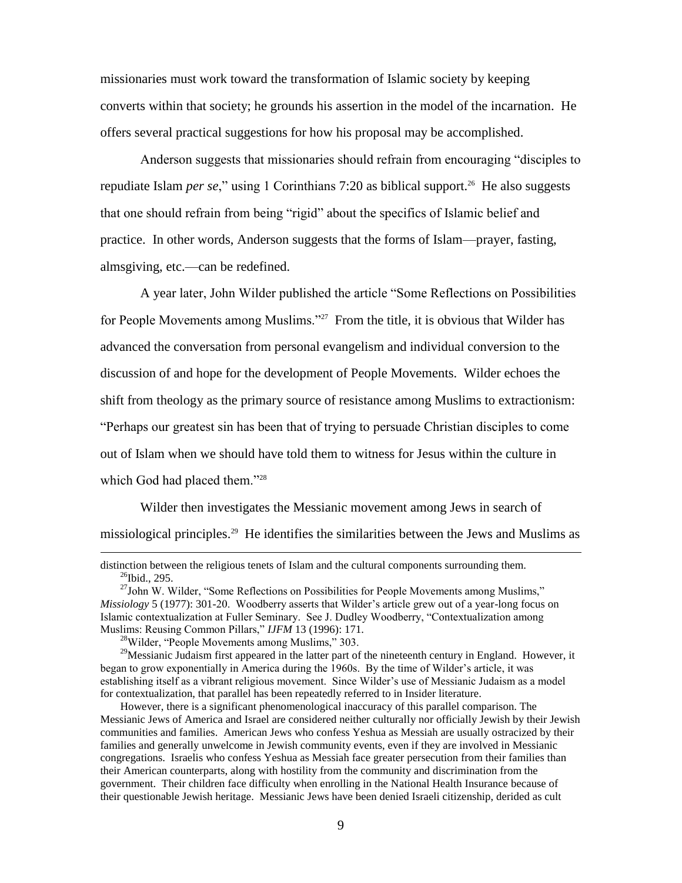missionaries must work toward the transformation of Islamic society by keeping converts within that society; he grounds his assertion in the model of the incarnation. He offers several practical suggestions for how his proposal may be accomplished.

Anderson suggests that missionaries should refrain from encouraging "disciples to repudiate Islam *per se*," using 1 Corinthians 7:20 as biblical support.[26] He also suggests that one should refrain from being "rigid" about the specifics of Islamic belief and practice. In other words, Anderson suggests that the forms of Islam—prayer, fasting, almsgiving, etc.—can be redefined.

A year later, John Wilder published the article "Some Reflections on Possibilities for People Movements among Muslims."[27] From the title, it is obvious that Wilder has advanced the conversation from personal evangelism and individual conversion to the discussion of and hope for the development of People Movements. Wilder echoes the shift from theology as the primary source of resistance among Muslims to extractionism: "Perhaps our greatest sin has been that of trying to persuade Christian disciples to come out of Islam when we should have told them to witness for Jesus within the culture in which God had placed them."[28]

Wilder then investigates the Messianic movement among Jews in search of missiological principles.[29] He identifies the similarities between the Jews and Muslims as

---

distinction between the religious tenets of Islam and the cultural components surrounding them.

[26]Ibid., 295.

[27]John W. Wilder, "Some Reflections on Possibilities for People Movements among Muslims," *Missiology* 5 (1977): 301-20. Woodberry asserts that Wilder's article grew out of a year-long focus on Islamic contextualization at Fuller Seminary. See J. Dudley Woodberry, "Contextualization among Muslims: Reusing Common Pillars," *IJFM* 13 (1996): 171.

[28]Wilder, "People Movements among Muslims," 303.

[29]Messianic Judaism first appeared in the latter part of the nineteenth century in England. However, it began to grow exponentially in America during the 1960s. By the time of Wilder's article, it was establishing itself as a vibrant religious movement. Since Wilder's use of Messianic Judaism as a model for contextualization, that parallel has been repeatedly referred to in Insider literature.

However, there is a significant phenomenological inaccuracy of this parallel comparison. The Messianic Jews of America and Israel are considered neither culturally nor officially Jewish by their Jewish communities and families. American Jews who confess Yeshua as Messiah are usually ostracized by their families and generally unwelcome in Jewish community events, even if they are involved in Messianic congregations. Israelis who confess Yeshua as Messiah face greater persecution from their families than their American counterparts, along with hostility from the community and discrimination from the government. Their children face difficulty when enrolling in the National Health Insurance because of their questionable Jewish heritage. Messianic Jews have been denied Israeli citizenship, derided as cult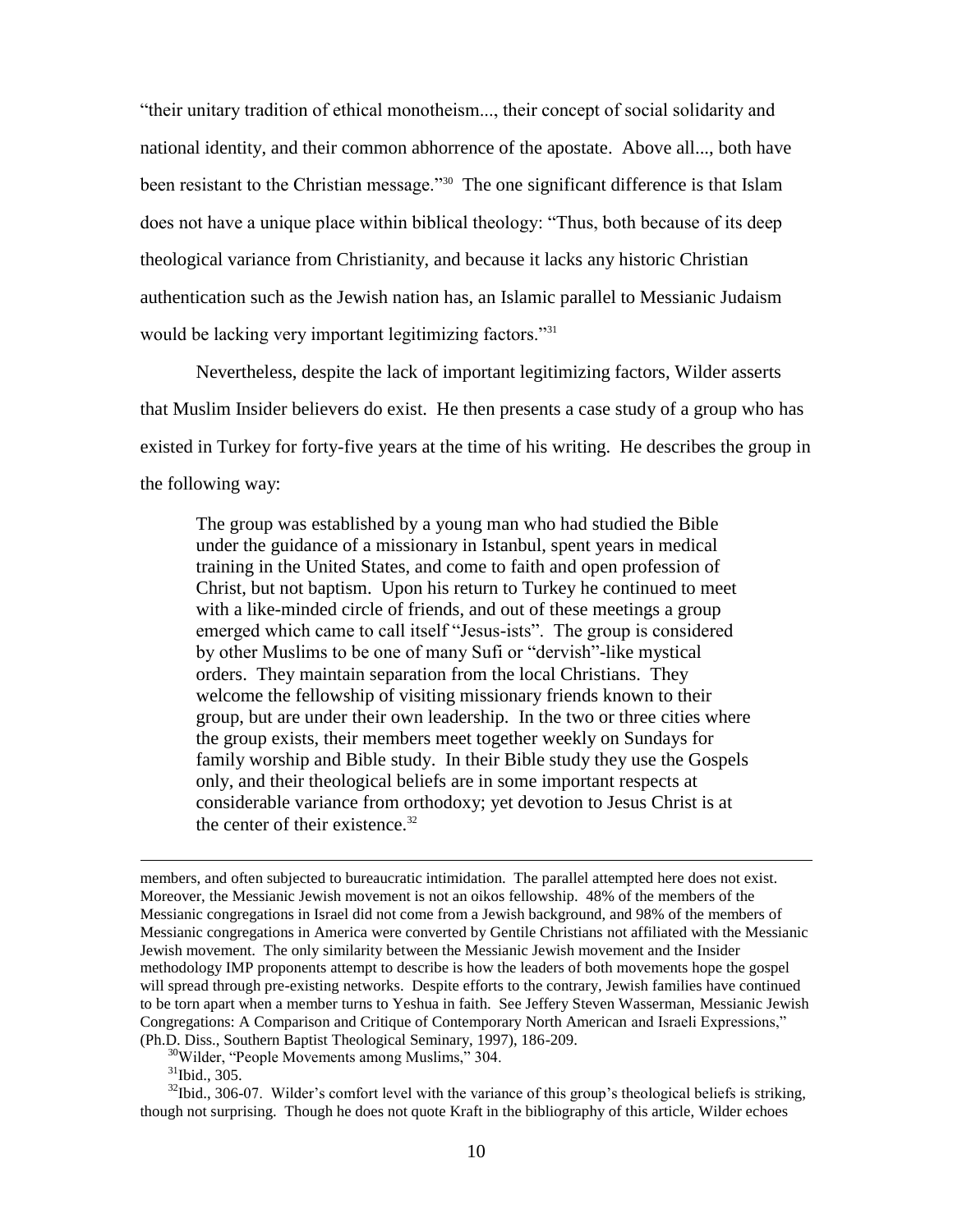"their unitary tradition of ethical monotheism..., their concept of social solidarity and national identity, and their common abhorrence of the apostate. Above all..., both have been resistant to the Christian message."[30] The one significant difference is that Islam does not have a unique place within biblical theology: "Thus, both because of its deep theological variance from Christianity, and because it lacks any historic Christian authentication such as the Jewish nation has, an Islamic parallel to Messianic Judaism would be lacking very important legitimizing factors."[31]

Nevertheless, despite the lack of important legitimizing factors, Wilder asserts that Muslim Insider believers do exist. He then presents a case study of a group who has existed in Turkey for forty-five years at the time of his writing. He describes the group in the following way:

> The group was established by a young man who had studied the Bible under the guidance of a missionary in Istanbul, spent years in medical training in the United States, and come to faith and open profession of Christ, but not baptism. Upon his return to Turkey he continued to meet with a like-minded circle of friends, and out of these meetings a group emerged which came to call itself "Jesus-ists". The group is considered by other Muslims to be one of many Sufi or "dervish"-like mystical orders. They maintain separation from the local Christians. They welcome the fellowship of visiting missionary friends known to their group, but are under their own leadership. In the two or three cities where the group exists, their members meet together weekly on Sundays for family worship and Bible study. In their Bible study they use the Gospels only, and their theological beliefs are in some important respects at considerable variance from orthodoxy; yet devotion to Jesus Christ is at the center of their existence.[32]

---

members, and often subjected to bureaucratic intimidation. The parallel attempted here does not exist. Moreover, the Messianic Jewish movement is not an oikos fellowship. 48% of the members of the Messianic congregations in Israel did not come from a Jewish background, and 98% of the members of Messianic congregations in America were converted by Gentile Christians not affiliated with the Messianic Jewish movement. The only similarity between the Messianic Jewish movement and the Insider methodology IMP proponents attempt to describe is how the leaders of both movements hope the gospel will spread through pre-existing networks. Despite efforts to the contrary, Jewish families have continued to be torn apart when a member turns to Yeshua in faith. See Jeffery Steven Wasserman, Messianic Jewish Congregations: A Comparison and Critique of Contemporary North American and Israeli Expressions," (Ph.D. Diss., Southern Baptist Theological Seminary, 1997), 186-209.

[30]Wilder, "People Movements among Muslims," 304.

[31]Ibid., 305.

[32]Ibid., 306-07. Wilder's comfort level with the variance of this group's theological beliefs is striking, though not surprising. Though he does not quote Kraft in the bibliography of this article, Wilder echoes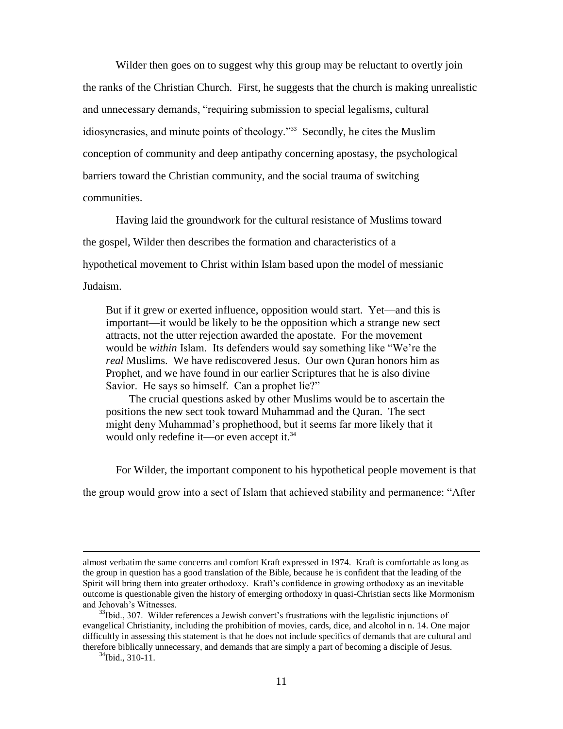Wilder then goes on to suggest why this group may be reluctant to overtly join the ranks of the Christian Church. First, he suggests that the church is making unrealistic and unnecessary demands, "requiring submission to special legalisms, cultural idiosyncrasies, and minute points of theology."[33] Secondly, he cites the Muslim conception of community and deep antipathy concerning apostasy, the psychological barriers toward the Christian community, and the social trauma of switching communities.

Having laid the groundwork for the cultural resistance of Muslims toward the gospel, Wilder then describes the formation and characteristics of a hypothetical movement to Christ within Islam based upon the model of messianic Judaism.

> But if it grew or exerted influence, opposition would start. Yet—and this is important—it would be likely to be the opposition which a strange new sect attracts, not the utter rejection awarded the apostate. For the movement would be *within* Islam. Its defenders would say something like "We're the *real* Muslims. We have rediscovered Jesus. Our own Quran honors him as Prophet, and we have found in our earlier Scriptures that he is also divine Savior. He says so himself. Can a prophet lie?"
>
> The crucial questions asked by other Muslims would be to ascertain the positions the new sect took toward Muhammad and the Quran. The sect might deny Muhammad's prophethood, but it seems far more likely that it would only redefine it—or even accept it.[34]

For Wilder, the important component to his hypothetical people movement is that the group would grow into a sect of Islam that achieved stability and permanence: "After

---

almost verbatim the same concerns and comfort Kraft expressed in 1974. Kraft is comfortable as long as the group in question has a good translation of the Bible, because he is confident that the leading of the Spirit will bring them into greater orthodoxy. Kraft's confidence in growing orthodoxy as an inevitable outcome is questionable given the history of emerging orthodoxy in quasi-Christian sects like Mormonism and Jehovah's Witnesses.

[33]Ibid., 307. Wilder references a Jewish convert's frustrations with the legalistic injunctions of evangelical Christianity, including the prohibition of movies, cards, dice, and alcohol in n. 14. One major difficultly in assessing this statement is that he does not include specifics of demands that are cultural and therefore biblically unnecessary, and demands that are simply a part of becoming a disciple of Jesus.

[34]Ibid., 310-11.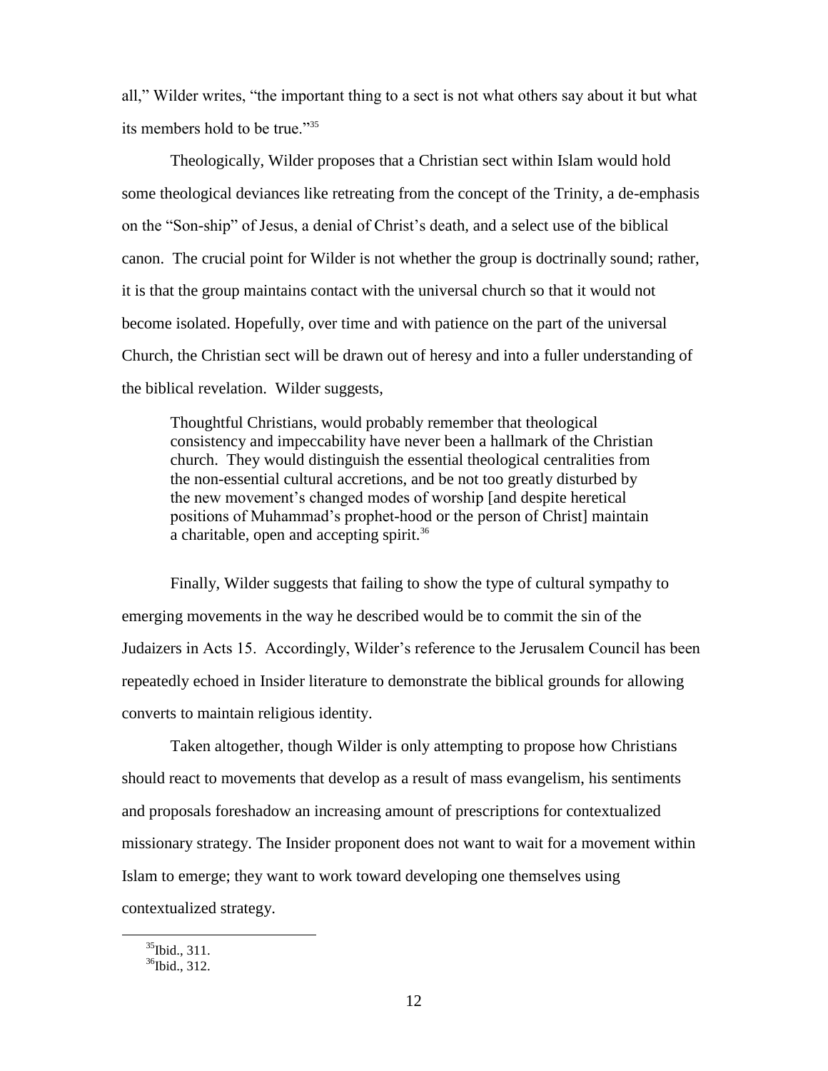all," Wilder writes, "the important thing to a sect is not what others say about it but what its members hold to be true."[35]

Theologically, Wilder proposes that a Christian sect within Islam would hold some theological deviances like retreating from the concept of the Trinity, a de-emphasis on the "Son-ship" of Jesus, a denial of Christ's death, and a select use of the biblical canon. The crucial point for Wilder is not whether the group is doctrinally sound; rather, it is that the group maintains contact with the universal church so that it would not become isolated. Hopefully, over time and with patience on the part of the universal Church, the Christian sect will be drawn out of heresy and into a fuller understanding of the biblical revelation. Wilder suggests,

> Thoughtful Christians, would probably remember that theological consistency and impeccability have never been a hallmark of the Christian church. They would distinguish the essential theological centralities from the non-essential cultural accretions, and be not too greatly disturbed by the new movement's changed modes of worship [and despite heretical positions of Muhammad's prophet-hood or the person of Christ] maintain a charitable, open and accepting spirit.[36]

Finally, Wilder suggests that failing to show the type of cultural sympathy to emerging movements in the way he described would be to commit the sin of the Judaizers in Acts 15. Accordingly, Wilder's reference to the Jerusalem Council has been repeatedly echoed in Insider literature to demonstrate the biblical grounds for allowing converts to maintain religious identity.

Taken altogether, though Wilder is only attempting to propose how Christians should react to movements that develop as a result of mass evangelism, his sentiments and proposals foreshadow an increasing amount of prescriptions for contextualized missionary strategy. The Insider proponent does not want to wait for a movement within Islam to emerge; they want to work toward developing one themselves using contextualized strategy.

---

[35]Ibid., 311.

[36]Ibid., 312.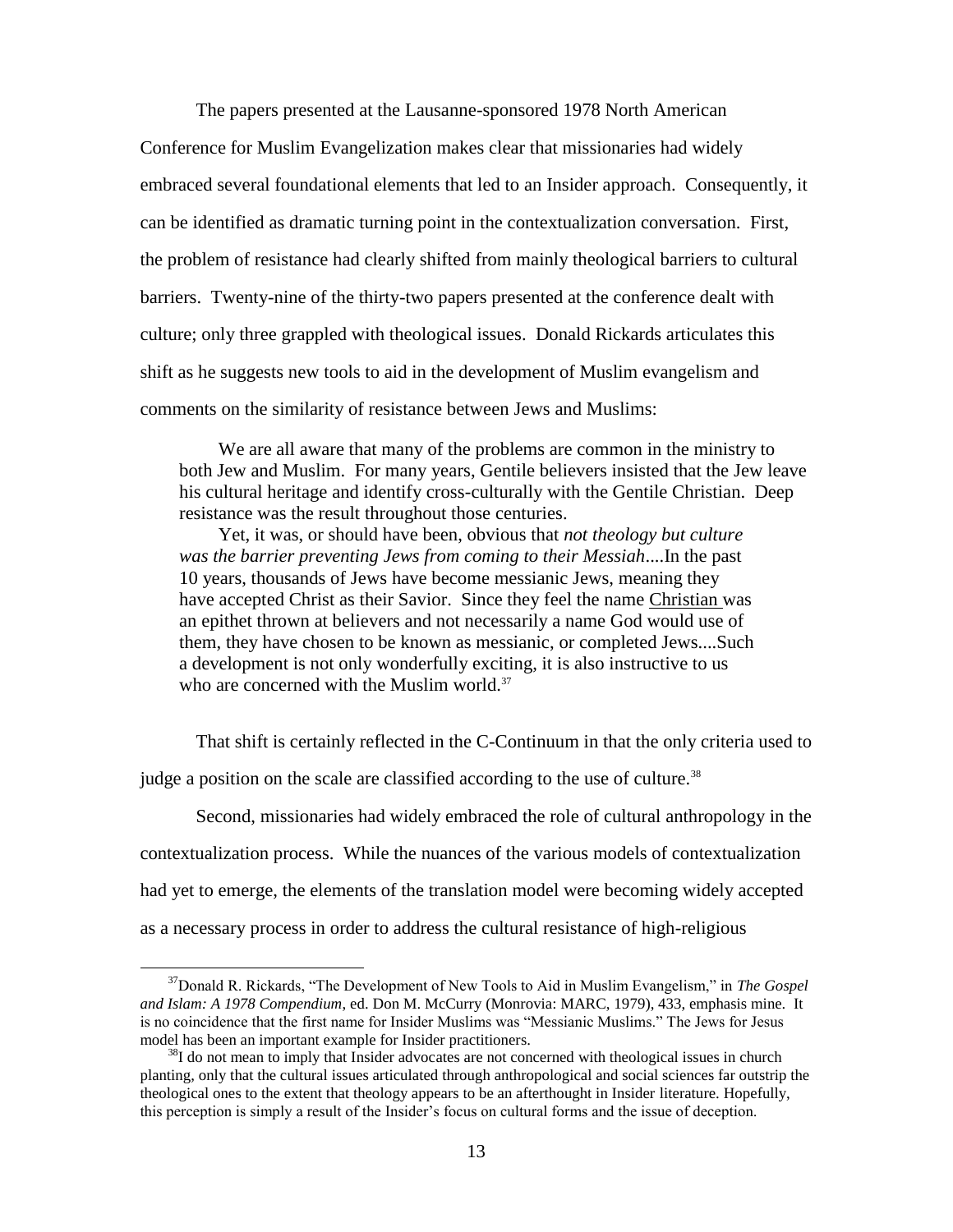The papers presented at the Lausanne-sponsored 1978 North American Conference for Muslim Evangelization makes clear that missionaries had widely embraced several foundational elements that led to an Insider approach. Consequently, it can be identified as dramatic turning point in the contextualization conversation. First, the problem of resistance had clearly shifted from mainly theological barriers to cultural barriers. Twenty-nine of the thirty-two papers presented at the conference dealt with culture; only three grappled with theological issues. Donald Rickards articulates this shift as he suggests new tools to aid in the development of Muslim evangelism and comments on the similarity of resistance between Jews and Muslims:

> We are all aware that many of the problems are common in the ministry to both Jew and Muslim. For many years, Gentile believers insisted that the Jew leave his cultural heritage and identify cross-culturally with the Gentile Christian. Deep resistance was the result throughout those centuries.
>
> Yet, it was, or should have been, obvious that *not theology but culture was the barrier preventing Jews from coming to their Messiah*....In the past 10 years, thousands of Jews have become messianic Jews, meaning they have accepted Christ as their Savior. Since they feel the name <u>Christian</u> was an epithet thrown at believers and not necessarily a name God would use of them, they have chosen to be known as messianic, or completed Jews....Such a development is not only wonderfully exciting, it is also instructive to us who are concerned with the Muslim world.[37]

That shift is certainly reflected in the C-Continuum in that the only criteria used to judge a position on the scale are classified according to the use of culture.[38]

Second, missionaries had widely embraced the role of cultural anthropology in the contextualization process. While the nuances of the various models of contextualization had yet to emerge, the elements of the translation model were becoming widely accepted as a necessary process in order to address the cultural resistance of high-religious

---

[37]Donald R. Rickards, "The Development of New Tools to Aid in Muslim Evangelism," in *The Gospel and Islam: A 1978 Compendium*, ed. Don M. McCurry (Monrovia: MARC, 1979), 433, emphasis mine. It is no coincidence that the first name for Insider Muslims was "Messianic Muslims." The Jews for Jesus model has been an important example for Insider practitioners.

[38]I do not mean to imply that Insider advocates are not concerned with theological issues in church planting, only that the cultural issues articulated through anthropological and social sciences far outstrip the theological ones to the extent that theology appears to be an afterthought in Insider literature. Hopefully, this perception is simply a result of the Insider's focus on cultural forms and the issue of deception.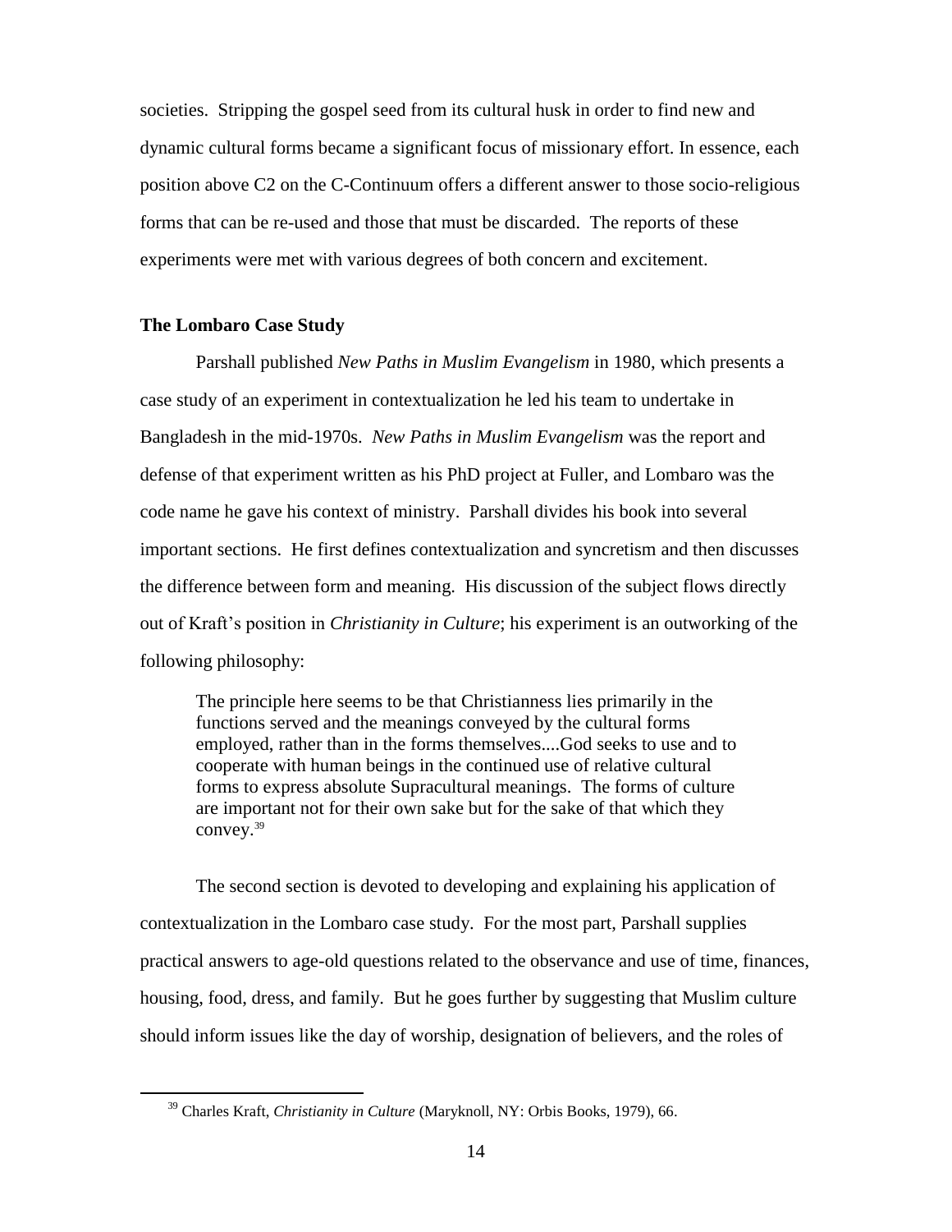societies. Stripping the gospel seed from its cultural husk in order to find new and dynamic cultural forms became a significant focus of missionary effort. In essence, each position above C2 on the C-Continuum offers a different answer to those socio-religious forms that can be re-used and those that must be discarded. The reports of these experiments were met with various degrees of both concern and excitement.

### The Lombaro Case Study

Parshall published *New Paths in Muslim Evangelism* in 1980, which presents a case study of an experiment in contextualization he led his team to undertake in Bangladesh in the mid-1970s. *New Paths in Muslim Evangelism* was the report and defense of that experiment written as his PhD project at Fuller, and Lombaro was the code name he gave his context of ministry. Parshall divides his book into several important sections. He first defines contextualization and syncretism and then discusses the difference between form and meaning. His discussion of the subject flows directly out of Kraft's position in *Christianity in Culture*; his experiment is an outworking of the following philosophy:

> The principle here seems to be that Christianness lies primarily in the functions served and the meanings conveyed by the cultural forms employed, rather than in the forms themselves....God seeks to use and to cooperate with human beings in the continued use of relative cultural forms to express absolute Supracultural meanings. The forms of culture are important not for their own sake but for the sake of that which they convey.[39]

The second section is devoted to developing and explaining his application of contextualization in the Lombaro case study. For the most part, Parshall supplies practical answers to age-old questions related to the observance and use of time, finances, housing, food, dress, and family. But he goes further by suggesting that Muslim culture should inform issues like the day of worship, designation of believers, and the roles of

---

[39] Charles Kraft, *Christianity in Culture* (Maryknoll, NY: Orbis Books, 1979), 66.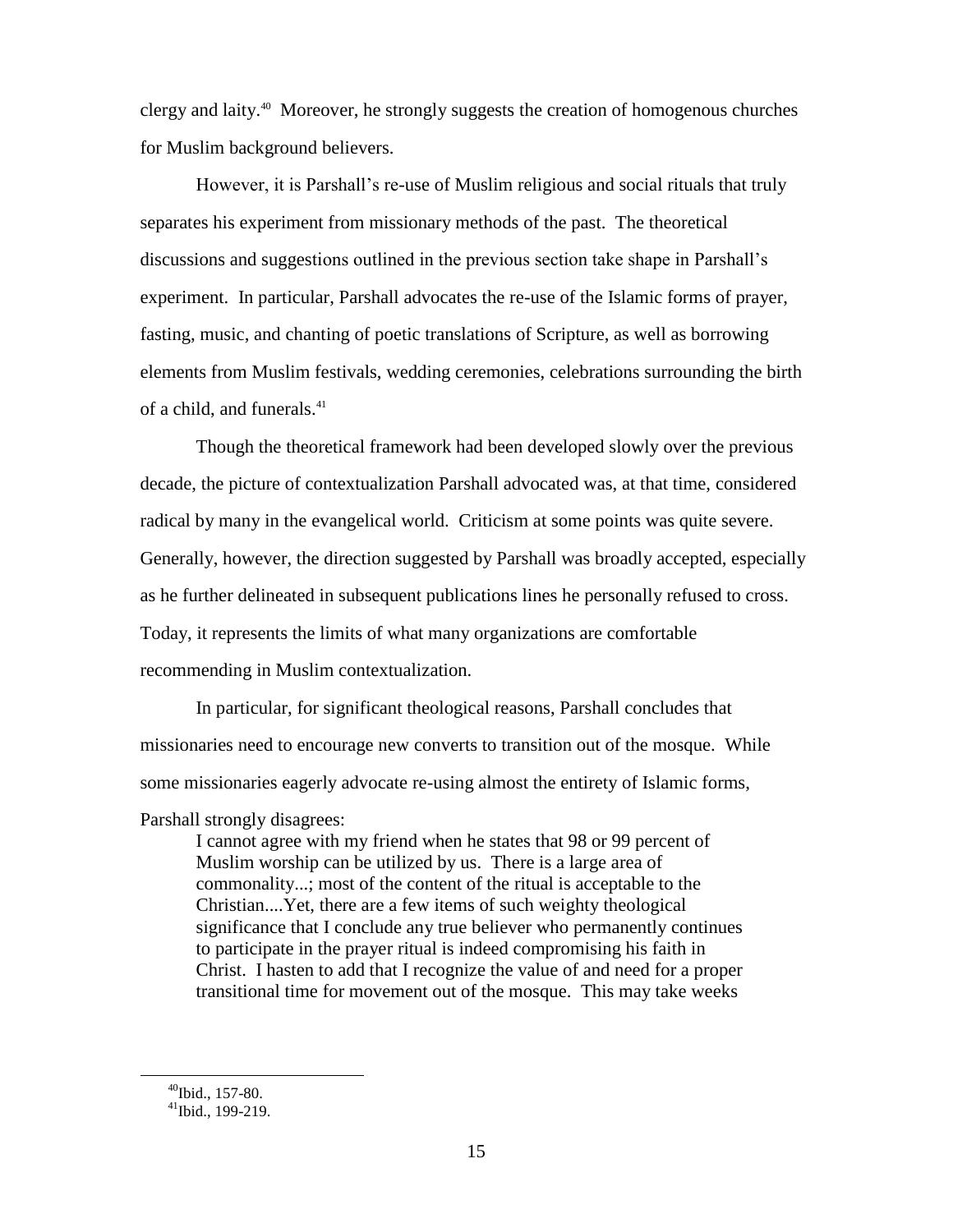clergy and laity.[40] Moreover, he strongly suggests the creation of homogenous churches for Muslim background believers.

However, it is Parshall's re-use of Muslim religious and social rituals that truly separates his experiment from missionary methods of the past. The theoretical discussions and suggestions outlined in the previous section take shape in Parshall's experiment. In particular, Parshall advocates the re-use of the Islamic forms of prayer, fasting, music, and chanting of poetic translations of Scripture, as well as borrowing elements from Muslim festivals, wedding ceremonies, celebrations surrounding the birth of a child, and funerals.[41]

Though the theoretical framework had been developed slowly over the previous decade, the picture of contextualization Parshall advocated was, at that time, considered radical by many in the evangelical world. Criticism at some points was quite severe. Generally, however, the direction suggested by Parshall was broadly accepted, especially as he further delineated in subsequent publications lines he personally refused to cross. Today, it represents the limits of what many organizations are comfortable recommending in Muslim contextualization.

In particular, for significant theological reasons, Parshall concludes that missionaries need to encourage new converts to transition out of the mosque. While some missionaries eagerly advocate re-using almost the entirety of Islamic forms, Parshall strongly disagrees:

> I cannot agree with my friend when he states that 98 or 99 percent of Muslim worship can be utilized by us. There is a large area of commonality...; most of the content of the ritual is acceptable to the Christian....Yet, there are a few items of such weighty theological significance that I conclude any true believer who permanently continues to participate in the prayer ritual is indeed compromising his faith in Christ. I hasten to add that I recognize the value of and need for a proper transitional time for movement out of the mosque. This may take weeks

---

[40] Ibid., 157-80.

[41] Ibid., 199-219.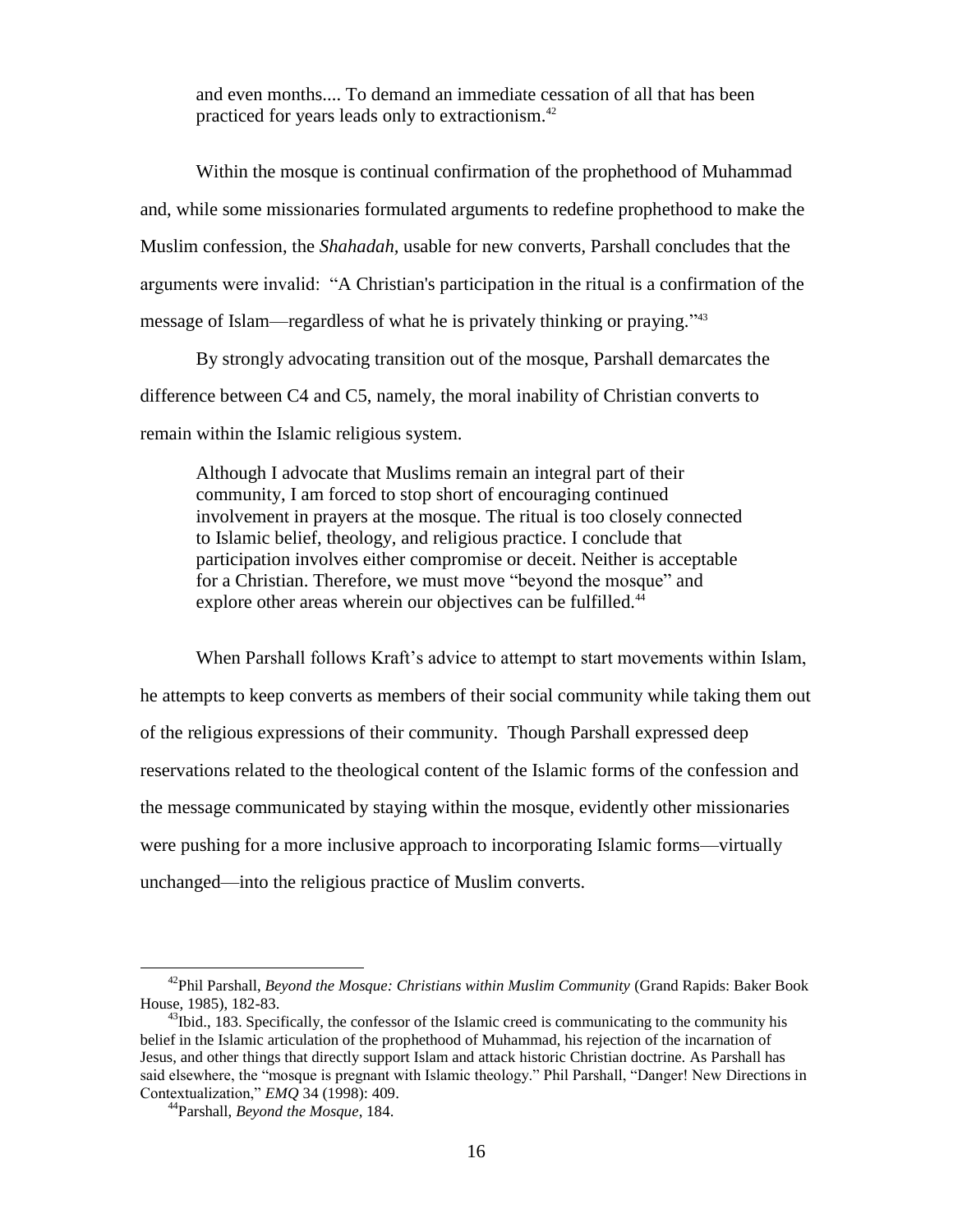> and even months.... To demand an immediate cessation of all that has been practiced for years leads only to extractionism.[42]

Within the mosque is continual confirmation of the prophethood of Muhammad and, while some missionaries formulated arguments to redefine prophethood to make the Muslim confession, the *Shahadah,* usable for new converts, Parshall concludes that the arguments were invalid: "A Christian's participation in the ritual is a confirmation of the message of Islam—regardless of what he is privately thinking or praying."[43]

By strongly advocating transition out of the mosque, Parshall demarcates the difference between C4 and C5, namely, the moral inability of Christian converts to remain within the Islamic religious system.

> Although I advocate that Muslims remain an integral part of their community, I am forced to stop short of encouraging continued involvement in prayers at the mosque. The ritual is too closely connected to Islamic belief, theology, and religious practice. I conclude that participation involves either compromise or deceit. Neither is acceptable for a Christian. Therefore, we must move "beyond the mosque" and explore other areas wherein our objectives can be fulfilled.[44]

When Parshall follows Kraft's advice to attempt to start movements within Islam, he attempts to keep converts as members of their social community while taking them out of the religious expressions of their community. Though Parshall expressed deep reservations related to the theological content of the Islamic forms of the confession and the message communicated by staying within the mosque, evidently other missionaries were pushing for a more inclusive approach to incorporating Islamic forms—virtually unchanged—into the religious practice of Muslim converts.

---

[42] Phil Parshall, *Beyond the Mosque: Christians within Muslim Community* (Grand Rapids: Baker Book House, 1985), 182-83.

[43] Ibid., 183. Specifically, the confessor of the Islamic creed is communicating to the community his belief in the Islamic articulation of the prophethood of Muhammad, his rejection of the incarnation of Jesus, and other things that directly support Islam and attack historic Christian doctrine. As Parshall has said elsewhere, the "mosque is pregnant with Islamic theology." Phil Parshall, "Danger! New Directions in Contextualization," *EMQ* 34 (1998): 409.

[44] Parshall, *Beyond the Mosque*, 184.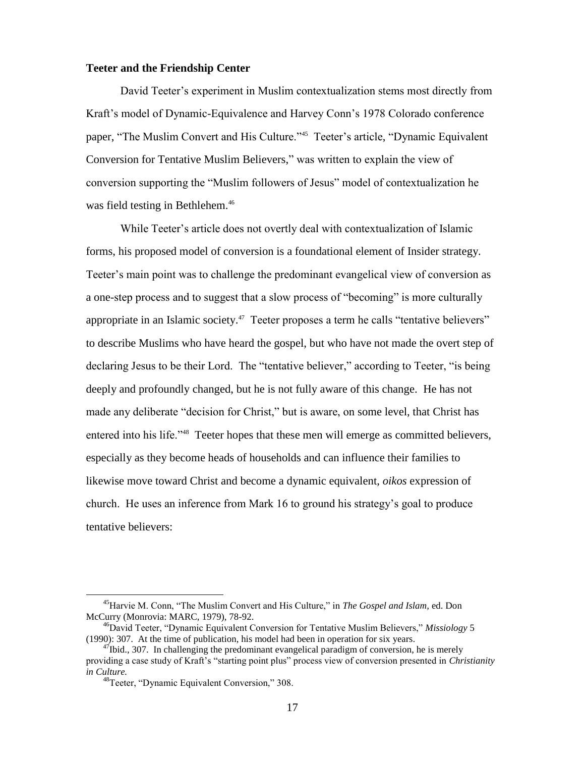**Teeter and the Friendship Center**

David Teeter's experiment in Muslim contextualization stems most directly from Kraft's model of Dynamic-Equivalence and Harvey Conn's 1978 Colorado conference paper, "The Muslim Convert and His Culture."[45] Teeter's article, "Dynamic Equivalent Conversion for Tentative Muslim Believers," was written to explain the view of conversion supporting the "Muslim followers of Jesus" model of contextualization he was field testing in Bethlehem.[46]

While Teeter's article does not overtly deal with contextualization of Islamic forms, his proposed model of conversion is a foundational element of Insider strategy. Teeter's main point was to challenge the predominant evangelical view of conversion as a one-step process and to suggest that a slow process of "becoming" is more culturally appropriate in an Islamic society.[47] Teeter proposes a term he calls "tentative believers" to describe Muslims who have heard the gospel, but who have not made the overt step of declaring Jesus to be their Lord. The "tentative believer," according to Teeter, "is being deeply and profoundly changed, but he is not fully aware of this change. He has not made any deliberate "decision for Christ," but is aware, on some level, that Christ has entered into his life."[48] Teeter hopes that these men will emerge as committed believers, especially as they become heads of households and can influence their families to likewise move toward Christ and become a dynamic equivalent, *oikos* expression of church. He uses an inference from Mark 16 to ground his strategy's goal to produce tentative believers:

---

[45] Harvie M. Conn, "The Muslim Convert and His Culture," in *The Gospel and Islam,* ed. Don McCurry (Monrovia: MARC, 1979), 78-92.

[46] David Teeter, "Dynamic Equivalent Conversion for Tentative Muslim Believers," *Missiology* 5 (1990): 307. At the time of publication, his model had been in operation for six years.

[47] Ibid., 307. In challenging the predominant evangelical paradigm of conversion, he is merely providing a case study of Kraft's "starting point plus" process view of conversion presented in *Christianity in Culture.*

[48] Teeter, "Dynamic Equivalent Conversion," 308.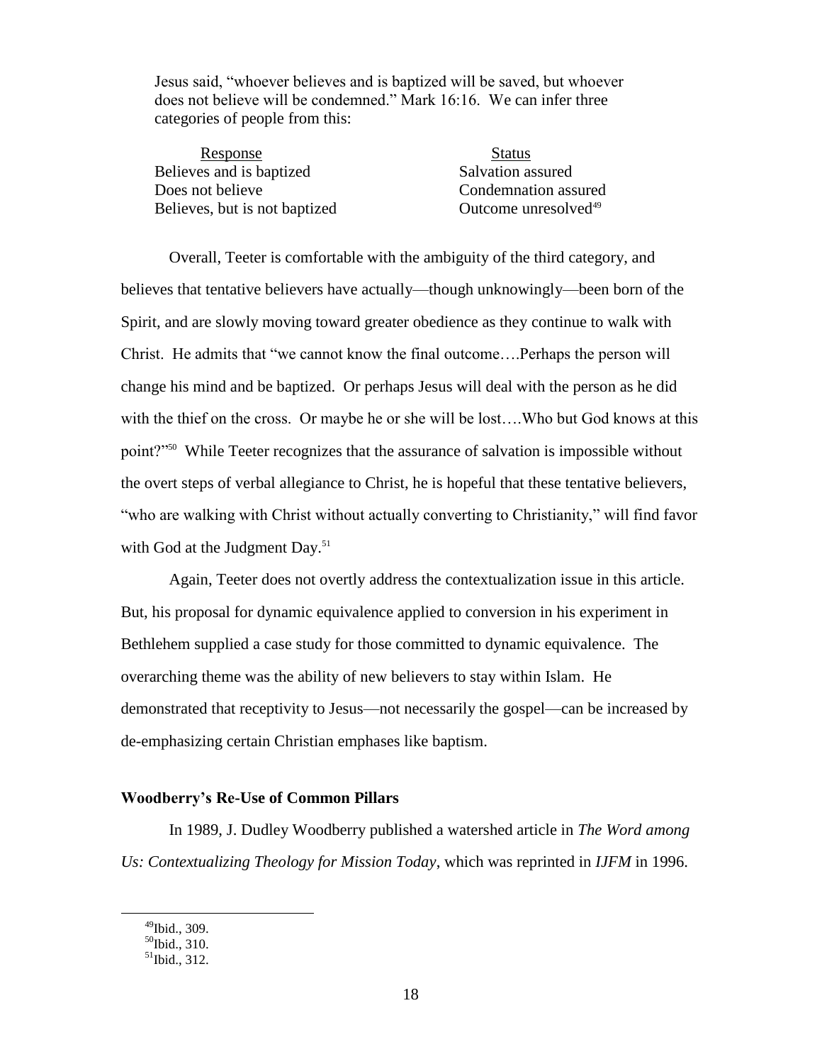Jesus said, "whoever believes and is baptized will be saved, but whoever does not believe will be condemned." Mark 16:16. We can infer three categories of people from this:

| Response | Status |
| --- | --- |
| Believes and is baptized | Salvation assured |
| Does not believe | Condemnation assured |
| Believes, but is not baptized | Outcome unresolved[49] |

Overall, Teeter is comfortable with the ambiguity of the third category, and believes that tentative believers have actually—though unknowingly—been born of the Spirit, and are slowly moving toward greater obedience as they continue to walk with Christ. He admits that "we cannot know the final outcome….Perhaps the person will change his mind and be baptized. Or perhaps Jesus will deal with the person as he did with the thief on the cross. Or maybe he or she will be lost….Who but God knows at this point?"[50] While Teeter recognizes that the assurance of salvation is impossible without the overt steps of verbal allegiance to Christ, he is hopeful that these tentative believers, "who are walking with Christ without actually converting to Christianity," will find favor with God at the Judgment Day.[51]

Again, Teeter does not overtly address the contextualization issue in this article. But, his proposal for dynamic equivalence applied to conversion in his experiment in Bethlehem supplied a case study for those committed to dynamic equivalence. The overarching theme was the ability of new believers to stay within Islam. He demonstrated that receptivity to Jesus—not necessarily the gospel—can be increased by de-emphasizing certain Christian emphases like baptism.

**Woodberry's Re-Use of Common Pillars**

In 1989, J. Dudley Woodberry published a watershed article in *The Word among Us: Contextualizing Theology for Mission Today*, which was reprinted in *IJFM* in 1996.

[49] Ibid., 309.
[50] Ibid., 310.
[51] Ibid., 312.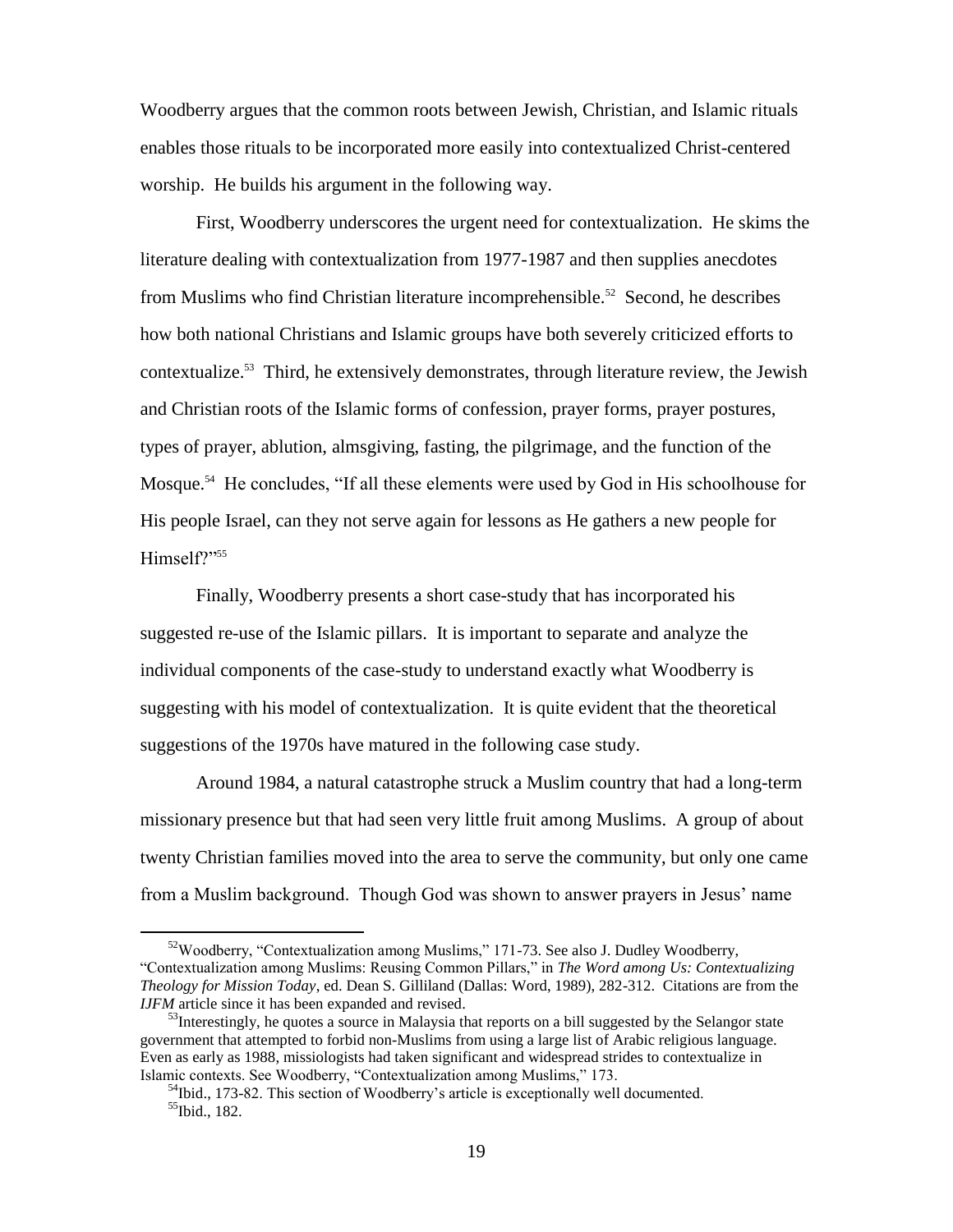Woodberry argues that the common roots between Jewish, Christian, and Islamic rituals enables those rituals to be incorporated more easily into contextualized Christ-centered worship. He builds his argument in the following way.

First, Woodberry underscores the urgent need for contextualization. He skims the literature dealing with contextualization from 1977-1987 and then supplies anecdotes from Muslims who find Christian literature incomprehensible.[52] Second, he describes how both national Christians and Islamic groups have both severely criticized efforts to contextualize.[53] Third, he extensively demonstrates, through literature review, the Jewish and Christian roots of the Islamic forms of confession, prayer forms, prayer postures, types of prayer, ablution, almsgiving, fasting, the pilgrimage, and the function of the Mosque.[54] He concludes, "If all these elements were used by God in His schoolhouse for His people Israel, can they not serve again for lessons as He gathers a new people for Himself?"[55]

Finally, Woodberry presents a short case-study that has incorporated his suggested re-use of the Islamic pillars. It is important to separate and analyze the individual components of the case-study to understand exactly what Woodberry is suggesting with his model of contextualization. It is quite evident that the theoretical suggestions of the 1970s have matured in the following case study.

Around 1984, a natural catastrophe struck a Muslim country that had a long-term missionary presence but that had seen very little fruit among Muslims. A group of about twenty Christian families moved into the area to serve the community, but only one came from a Muslim background. Though God was shown to answer prayers in Jesus' name

---

[52] Woodberry, "Contextualization among Muslims," 171-73. See also J. Dudley Woodberry, "Contextualization among Muslims: Reusing Common Pillars," in *The Word among Us: Contextualizing Theology for Mission Today*, ed. Dean S. Gilliland (Dallas: Word, 1989), 282-312. Citations are from the *IJFM* article since it has been expanded and revised.

[53] Interestingly, he quotes a source in Malaysia that reports on a bill suggested by the Selangor state government that attempted to forbid non-Muslims from using a large list of Arabic religious language. Even as early as 1988, missiologists had taken significant and widespread strides to contextualize in Islamic contexts. See Woodberry, "Contextualization among Muslims," 173.

[54] Ibid., 173-82. This section of Woodberry's article is exceptionally well documented.

[55] Ibid., 182.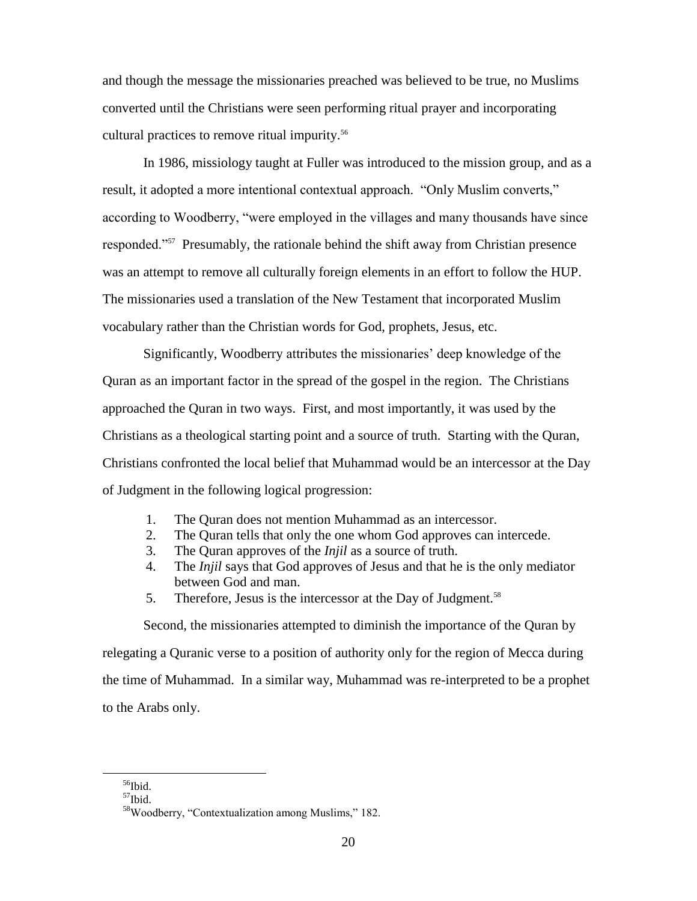and though the message the missionaries preached was believed to be true, no Muslims converted until the Christians were seen performing ritual prayer and incorporating cultural practices to remove ritual impurity.[56]

In 1986, missiology taught at Fuller was introduced to the mission group, and as a result, it adopted a more intentional contextual approach. "Only Muslim converts," according to Woodberry, "were employed in the villages and many thousands have since responded."[57] Presumably, the rationale behind the shift away from Christian presence was an attempt to remove all culturally foreign elements in an effort to follow the HUP. The missionaries used a translation of the New Testament that incorporated Muslim vocabulary rather than the Christian words for God, prophets, Jesus, etc.

Significantly, Woodberry attributes the missionaries' deep knowledge of the Quran as an important factor in the spread of the gospel in the region. The Christians approached the Quran in two ways. First, and most importantly, it was used by the Christians as a theological starting point and a source of truth. Starting with the Quran, Christians confronted the local belief that Muhammad would be an intercessor at the Day of Judgment in the following logical progression:

1. The Quran does not mention Muhammad as an intercessor.
2. The Quran tells that only the one whom God approves can intercede.
3. The Quran approves of the *Injil* as a source of truth.
4. The *Injil* says that God approves of Jesus and that he is the only mediator between God and man.
5. Therefore, Jesus is the intercessor at the Day of Judgment.[58]

Second, the missionaries attempted to diminish the importance of the Quran by relegating a Quranic verse to a position of authority only for the region of Mecca during the time of Muhammad. In a similar way, Muhammad was re-interpreted to be a prophet to the Arabs only.

---

[56] Ibid.

[57] Ibid.

[58] Woodberry, "Contextualization among Muslims," 182.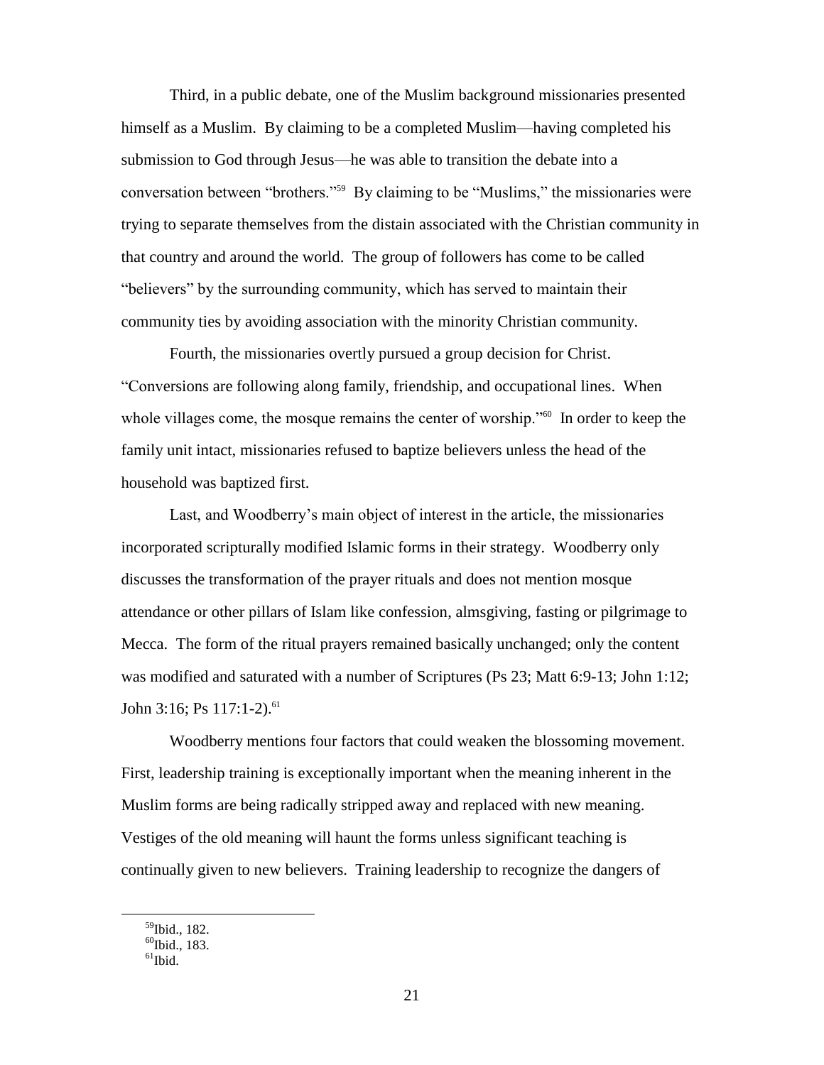Third, in a public debate, one of the Muslim background missionaries presented himself as a Muslim. By claiming to be a completed Muslim—having completed his submission to God through Jesus—he was able to transition the debate into a conversation between "brothers."[59] By claiming to be "Muslims," the missionaries were trying to separate themselves from the distain associated with the Christian community in that country and around the world. The group of followers has come to be called "believers" by the surrounding community, which has served to maintain their community ties by avoiding association with the minority Christian community.

Fourth, the missionaries overtly pursued a group decision for Christ. "Conversions are following along family, friendship, and occupational lines. When whole villages come, the mosque remains the center of worship."[60] In order to keep the family unit intact, missionaries refused to baptize believers unless the head of the household was baptized first.

Last, and Woodberry's main object of interest in the article, the missionaries incorporated scripturally modified Islamic forms in their strategy. Woodberry only discusses the transformation of the prayer rituals and does not mention mosque attendance or other pillars of Islam like confession, almsgiving, fasting or pilgrimage to Mecca. The form of the ritual prayers remained basically unchanged; only the content was modified and saturated with a number of Scriptures (Ps 23; Matt 6:9-13; John 1:12; John 3:16; Ps 117:1-2).[61]

Woodberry mentions four factors that could weaken the blossoming movement. First, leadership training is exceptionally important when the meaning inherent in the Muslim forms are being radically stripped away and replaced with new meaning. Vestiges of the old meaning will haunt the forms unless significant teaching is continually given to new believers. Training leadership to recognize the dangers of

---

[59]Ibid., 182.

[60]Ibid., 183.

[61]Ibid.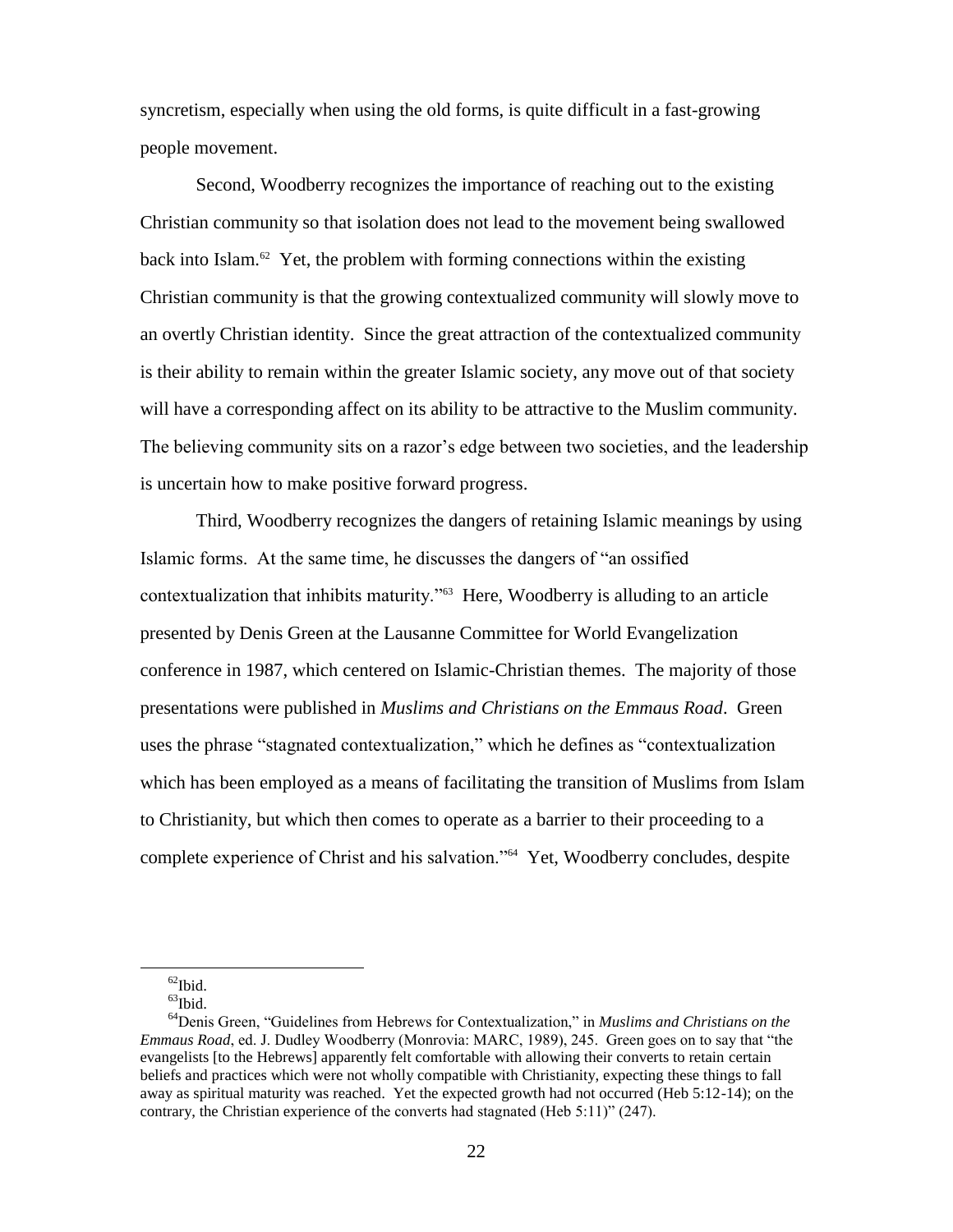syncretism, especially when using the old forms, is quite difficult in a fast-growing people movement.

Second, Woodberry recognizes the importance of reaching out to the existing Christian community so that isolation does not lead to the movement being swallowed back into Islam.[62] Yet, the problem with forming connections within the existing Christian community is that the growing contextualized community will slowly move to an overtly Christian identity. Since the great attraction of the contextualized community is their ability to remain within the greater Islamic society, any move out of that society will have a corresponding affect on its ability to be attractive to the Muslim community. The believing community sits on a razor's edge between two societies, and the leadership is uncertain how to make positive forward progress.

Third, Woodberry recognizes the dangers of retaining Islamic meanings by using Islamic forms. At the same time, he discusses the dangers of "an ossified contextualization that inhibits maturity."[63] Here, Woodberry is alluding to an article presented by Denis Green at the Lausanne Committee for World Evangelization conference in 1987, which centered on Islamic-Christian themes. The majority of those presentations were published in *Muslims and Christians on the Emmaus Road*. Green uses the phrase "stagnated contextualization," which he defines as "contextualization which has been employed as a means of facilitating the transition of Muslims from Islam to Christianity, but which then comes to operate as a barrier to their proceeding to a complete experience of Christ and his salvation."[64] Yet, Woodberry concludes, despite

---

[62]Ibid.

[63]Ibid.

[64]Denis Green, "Guidelines from Hebrews for Contextualization," in *Muslims and Christians on the Emmaus Road*, ed. J. Dudley Woodberry (Monrovia: MARC, 1989), 245. Green goes on to say that "the evangelists [to the Hebrews] apparently felt comfortable with allowing their converts to retain certain beliefs and practices which were not wholly compatible with Christianity, expecting these things to fall away as spiritual maturity was reached. Yet the expected growth had not occurred (Heb 5:12-14); on the contrary, the Christian experience of the converts had stagnated (Heb 5:11)" (247).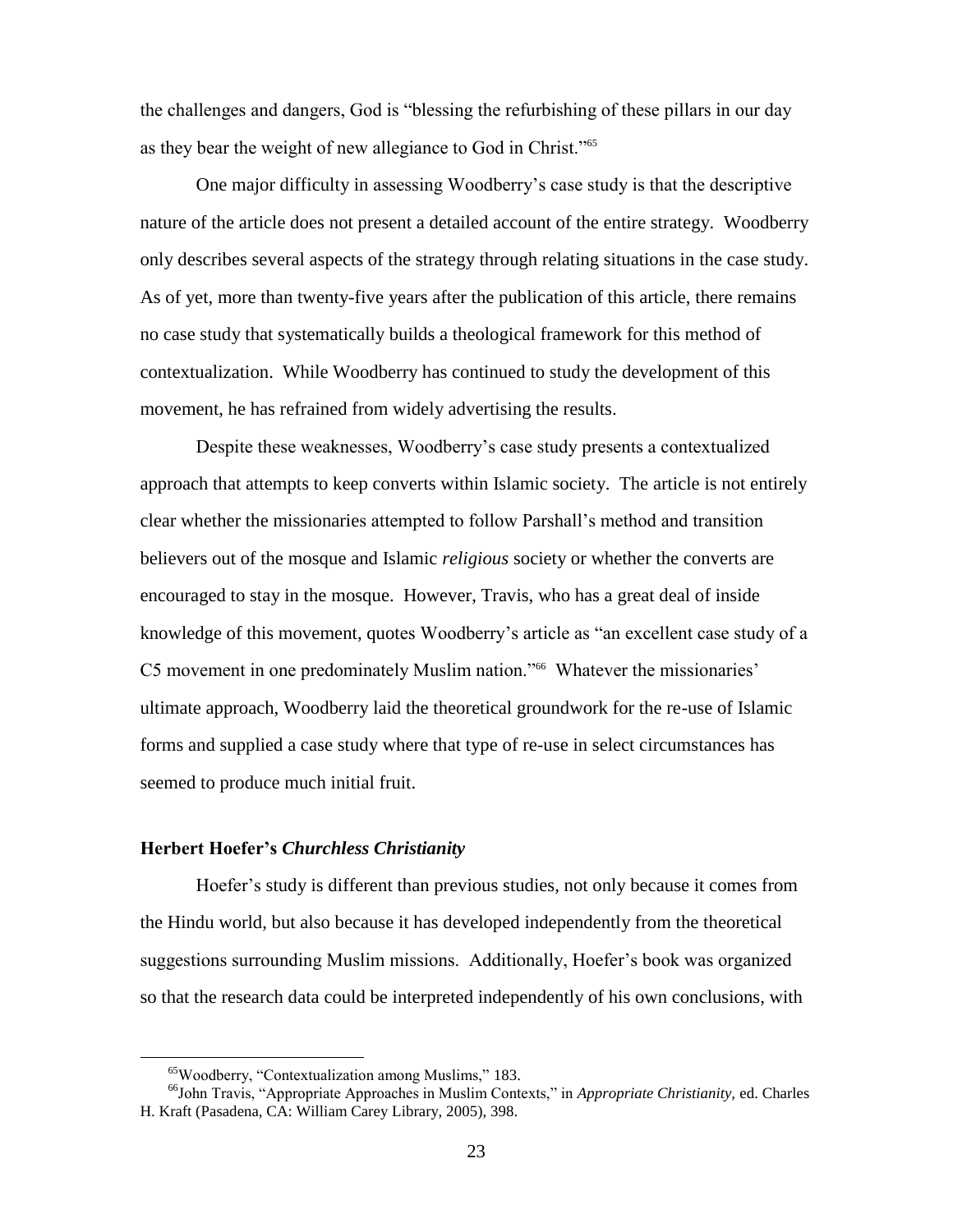the challenges and dangers, God is "blessing the refurbishing of these pillars in our day as they bear the weight of new allegiance to God in Christ."[65]

One major difficulty in assessing Woodberry's case study is that the descriptive nature of the article does not present a detailed account of the entire strategy. Woodberry only describes several aspects of the strategy through relating situations in the case study. As of yet, more than twenty-five years after the publication of this article, there remains no case study that systematically builds a theological framework for this method of contextualization. While Woodberry has continued to study the development of this movement, he has refrained from widely advertising the results.

Despite these weaknesses, Woodberry's case study presents a contextualized approach that attempts to keep converts within Islamic society. The article is not entirely clear whether the missionaries attempted to follow Parshall's method and transition believers out of the mosque and Islamic *religious* society or whether the converts are encouraged to stay in the mosque. However, Travis, who has a great deal of inside knowledge of this movement, quotes Woodberry's article as "an excellent case study of a C5 movement in one predominately Muslim nation."[66] Whatever the missionaries' ultimate approach, Woodberry laid the theoretical groundwork for the re-use of Islamic forms and supplied a case study where that type of re-use in select circumstances has seemed to produce much initial fruit.

### Herbert Hoefer's *Churchless Christianity*

Hoefer's study is different than previous studies, not only because it comes from the Hindu world, but also because it has developed independently from the theoretical suggestions surrounding Muslim missions. Additionally, Hoefer's book was organized so that the research data could be interpreted independently of his own conclusions, with

---

[65]Woodberry, "Contextualization among Muslims," 183.

[66]John Travis, "Appropriate Approaches in Muslim Contexts," in *Appropriate Christianity,* ed. Charles H. Kraft (Pasadena, CA: William Carey Library, 2005), 398.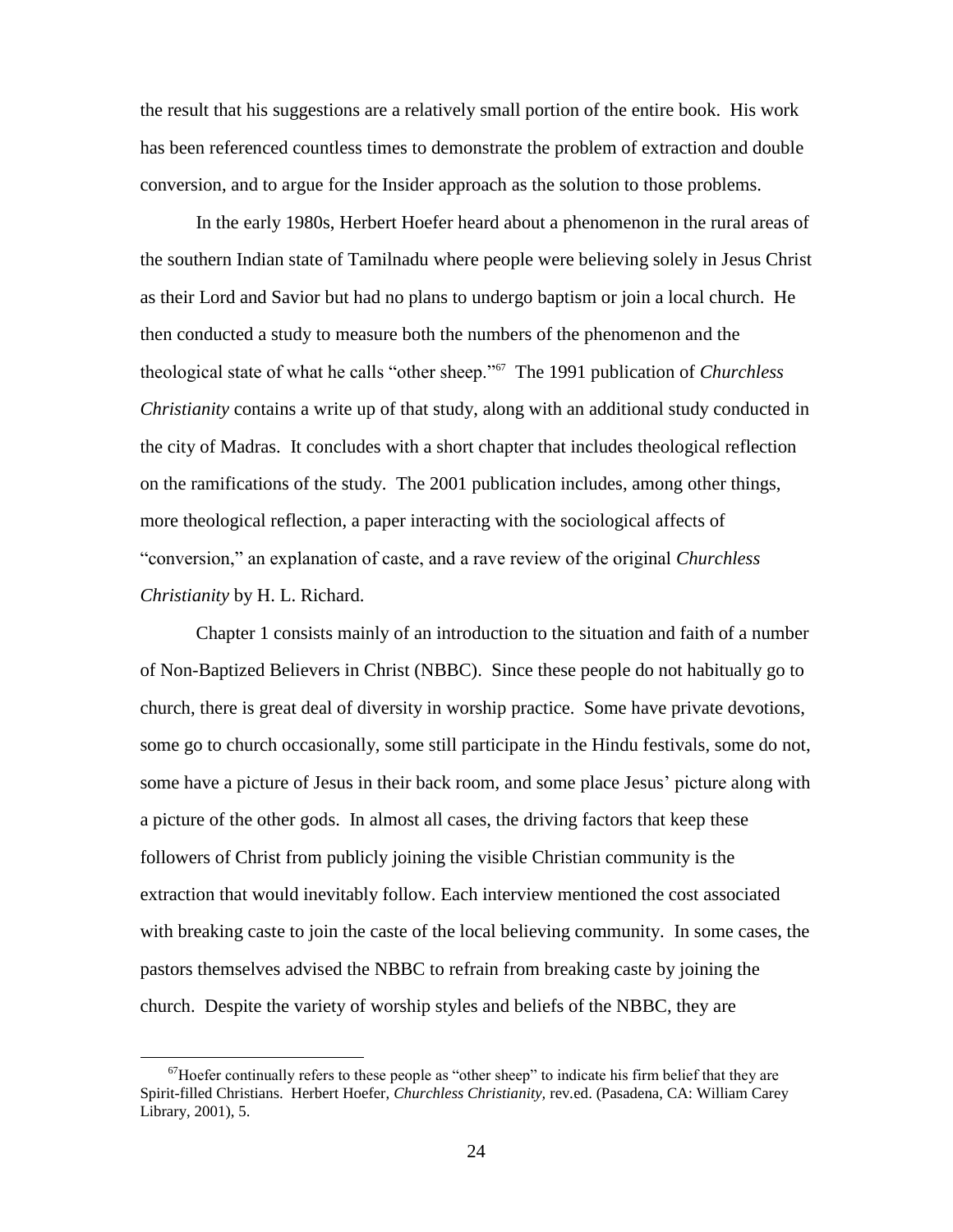the result that his suggestions are a relatively small portion of the entire book. His work has been referenced countless times to demonstrate the problem of extraction and double conversion, and to argue for the Insider approach as the solution to those problems.

In the early 1980s, Herbert Hoefer heard about a phenomenon in the rural areas of the southern Indian state of Tamilnadu where people were believing solely in Jesus Christ as their Lord and Savior but had no plans to undergo baptism or join a local church. He then conducted a study to measure both the numbers of the phenomenon and the theological state of what he calls "other sheep."[67] The 1991 publication of *Churchless Christianity* contains a write up of that study, along with an additional study conducted in the city of Madras. It concludes with a short chapter that includes theological reflection on the ramifications of the study. The 2001 publication includes, among other things, more theological reflection, a paper interacting with the sociological affects of "conversion," an explanation of caste, and a rave review of the original *Churchless Christianity* by H. L. Richard.

Chapter 1 consists mainly of an introduction to the situation and faith of a number of Non-Baptized Believers in Christ (NBBC). Since these people do not habitually go to church, there is great deal of diversity in worship practice. Some have private devotions, some go to church occasionally, some still participate in the Hindu festivals, some do not, some have a picture of Jesus in their back room, and some place Jesus' picture along with a picture of the other gods. In almost all cases, the driving factors that keep these followers of Christ from publicly joining the visible Christian community is the extraction that would inevitably follow. Each interview mentioned the cost associated with breaking caste to join the caste of the local believing community. In some cases, the pastors themselves advised the NBBC to refrain from breaking caste by joining the church. Despite the variety of worship styles and beliefs of the NBBC, they are

---

[67]Hoefer continually refers to these people as "other sheep" to indicate his firm belief that they are Spirit-filled Christians. Herbert Hoefer, *Churchless Christianity,* rev.ed. (Pasadena, CA: William Carey Library, 2001), 5.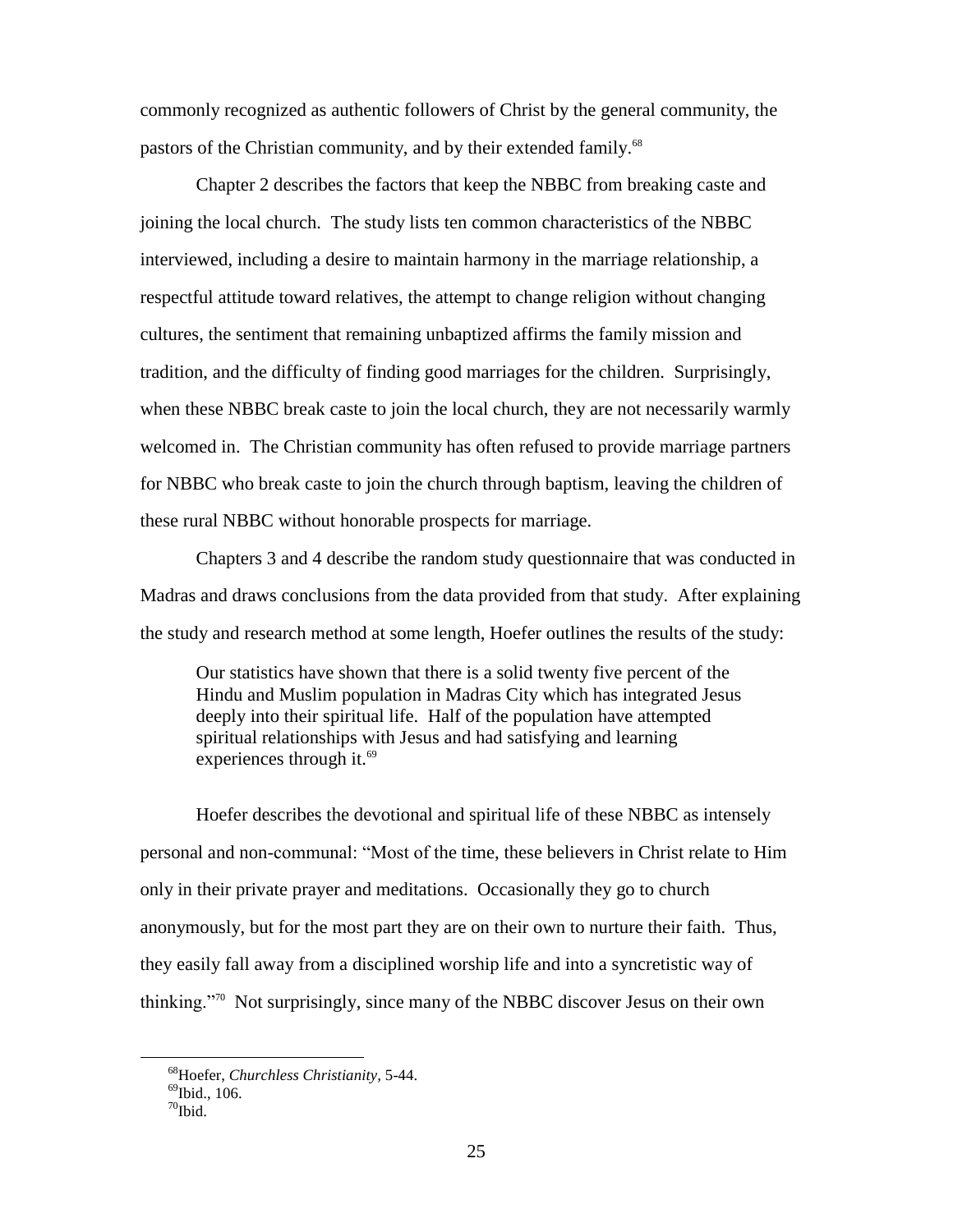commonly recognized as authentic followers of Christ by the general community, the pastors of the Christian community, and by their extended family.[68]

Chapter 2 describes the factors that keep the NBBC from breaking caste and joining the local church. The study lists ten common characteristics of the NBBC interviewed, including a desire to maintain harmony in the marriage relationship, a respectful attitude toward relatives, the attempt to change religion without changing cultures, the sentiment that remaining unbaptized affirms the family mission and tradition, and the difficulty of finding good marriages for the children. Surprisingly, when these NBBC break caste to join the local church, they are not necessarily warmly welcomed in. The Christian community has often refused to provide marriage partners for NBBC who break caste to join the church through baptism, leaving the children of these rural NBBC without honorable prospects for marriage.

Chapters 3 and 4 describe the random study questionnaire that was conducted in Madras and draws conclusions from the data provided from that study. After explaining the study and research method at some length, Hoefer outlines the results of the study:

> Our statistics have shown that there is a solid twenty five percent of the Hindu and Muslim population in Madras City which has integrated Jesus deeply into their spiritual life. Half of the population have attempted spiritual relationships with Jesus and had satisfying and learning experiences through it.[69]

Hoefer describes the devotional and spiritual life of these NBBC as intensely personal and non-communal: "Most of the time, these believers in Christ relate to Him only in their private prayer and meditations. Occasionally they go to church anonymously, but for the most part they are on their own to nurture their faith. Thus, they easily fall away from a disciplined worship life and into a syncretistic way of thinking."[70] Not surprisingly, since many of the NBBC discover Jesus on their own

---

[68]Hoefer, *Churchless Christianity*, 5-44.

[69]Ibid., 106.

[70]Ibid.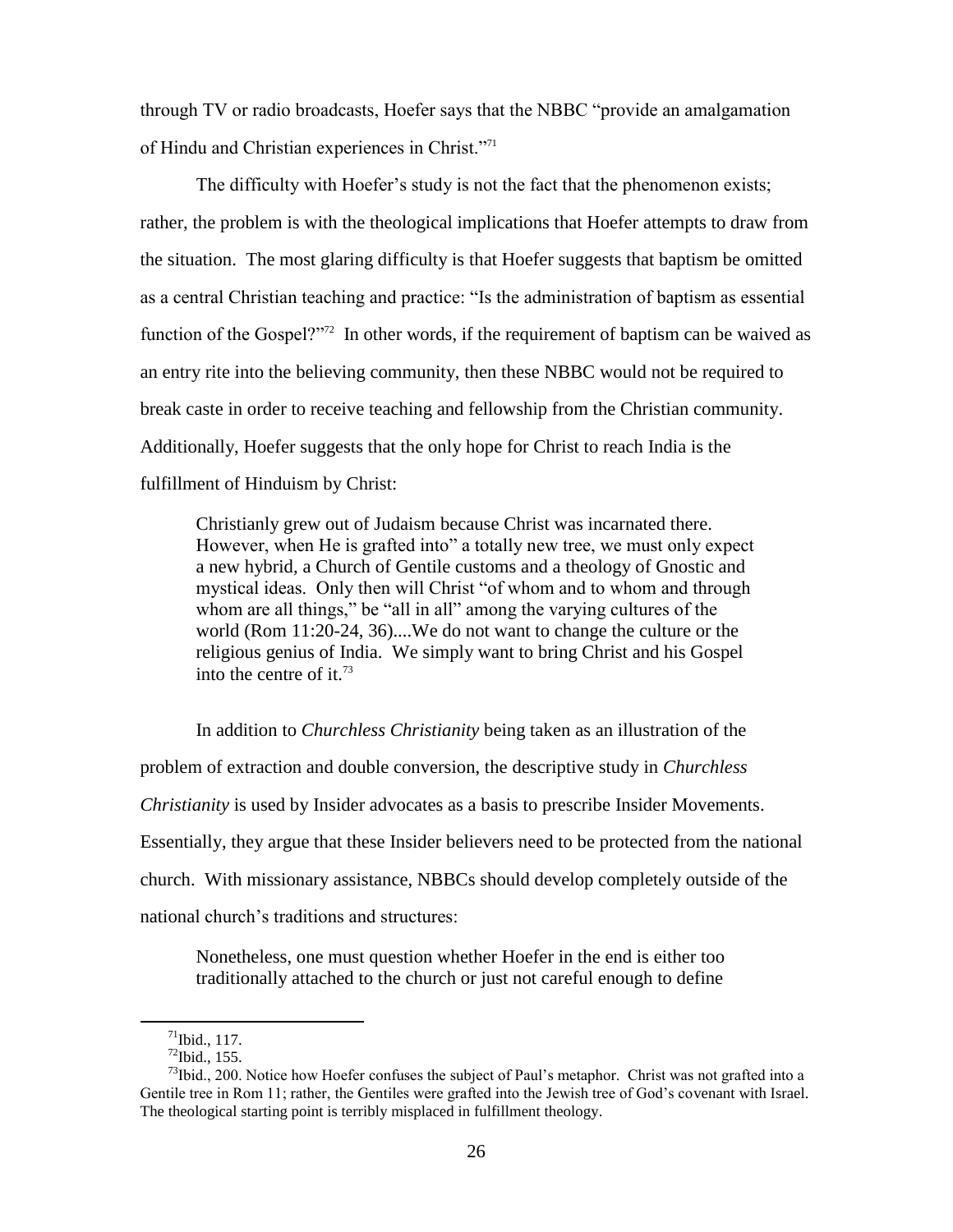through TV or radio broadcasts, Hoefer says that the NBBC "provide an amalgamation of Hindu and Christian experiences in Christ."[71]

The difficulty with Hoefer's study is not the fact that the phenomenon exists; rather, the problem is with the theological implications that Hoefer attempts to draw from the situation. The most glaring difficulty is that Hoefer suggests that baptism be omitted as a central Christian teaching and practice: "Is the administration of baptism as essential function of the Gospel?"[72] In other words, if the requirement of baptism can be waived as an entry rite into the believing community, then these NBBC would not be required to break caste in order to receive teaching and fellowship from the Christian community. Additionally, Hoefer suggests that the only hope for Christ to reach India is the fulfillment of Hinduism by Christ:

> Christianly grew out of Judaism because Christ was incarnated there. However, when He is grafted into" a totally new tree, we must only expect a new hybrid, a Church of Gentile customs and a theology of Gnostic and mystical ideas. Only then will Christ "of whom and to whom and through whom are all things," be "all in all" among the varying cultures of the world (Rom 11:20-24, 36)....We do not want to change the culture or the religious genius of India. We simply want to bring Christ and his Gospel into the centre of it.[73]

In addition to *Churchless Christianity* being taken as an illustration of the problem of extraction and double conversion, the descriptive study in *Churchless Christianity* is used by Insider advocates as a basis to prescribe Insider Movements. Essentially, they argue that these Insider believers need to be protected from the national church. With missionary assistance, NBBCs should develop completely outside of the national church's traditions and structures:

> Nonetheless, one must question whether Hoefer in the end is either too traditionally attached to the church or just not careful enough to define

---

[71]Ibid., 117.

[72]Ibid., 155.

[73]Ibid., 200. Notice how Hoefer confuses the subject of Paul's metaphor. Christ was not grafted into a Gentile tree in Rom 11; rather, the Gentiles were grafted into the Jewish tree of God's covenant with Israel. The theological starting point is terribly misplaced in fulfillment theology.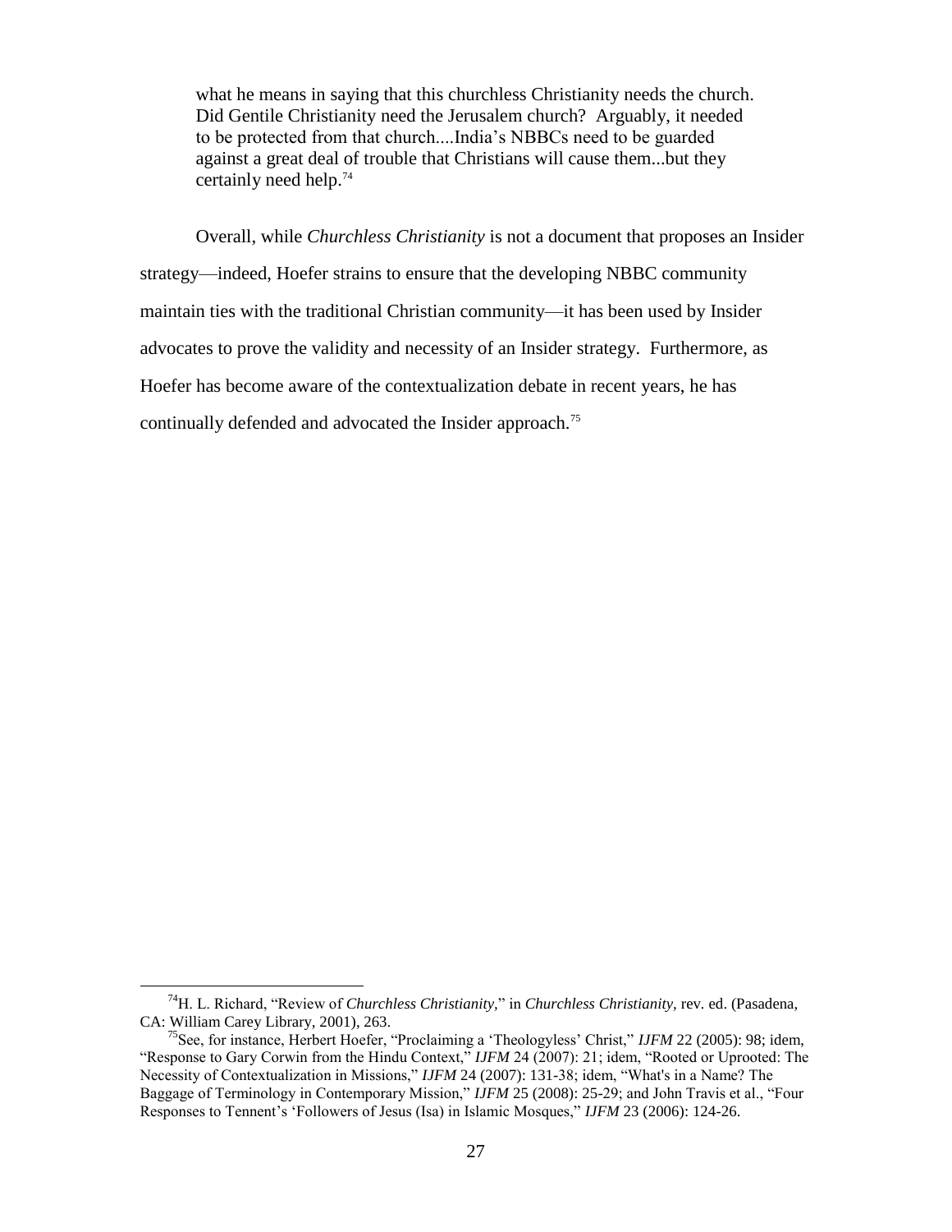> what he means in saying that this churchless Christianity needs the church. Did Gentile Christianity need the Jerusalem church? Arguably, it needed to be protected from that church....India's NBBCs need to be guarded against a great deal of trouble that Christians will cause them...but they certainly need help.[74]

Overall, while *Churchless Christianity* is not a document that proposes an Insider strategy—indeed, Hoefer strains to ensure that the developing NBBC community maintain ties with the traditional Christian community—it has been used by Insider advocates to prove the validity and necessity of an Insider strategy. Furthermore, as Hoefer has become aware of the contextualization debate in recent years, he has continually defended and advocated the Insider approach.[75]

---

[74]H. L. Richard, "Review of *Churchless Christianity*," in *Churchless Christianity*, rev. ed. (Pasadena, CA: William Carey Library, 2001), 263.

[75]See, for instance, Herbert Hoefer, "Proclaiming a 'Theologyless' Christ," *IJFM* 22 (2005): 98; idem, "Response to Gary Corwin from the Hindu Context," *IJFM* 24 (2007): 21; idem, "Rooted or Uprooted: The Necessity of Contextualization in Missions," *IJFM* 24 (2007): 131-38; idem, "What's in a Name? The Baggage of Terminology in Contemporary Mission," *IJFM* 25 (2008): 25-29; and John Travis et al., "Four Responses to Tennent's 'Followers of Jesus (Isa) in Islamic Mosques," *IJFM* 23 (2006): 124-26.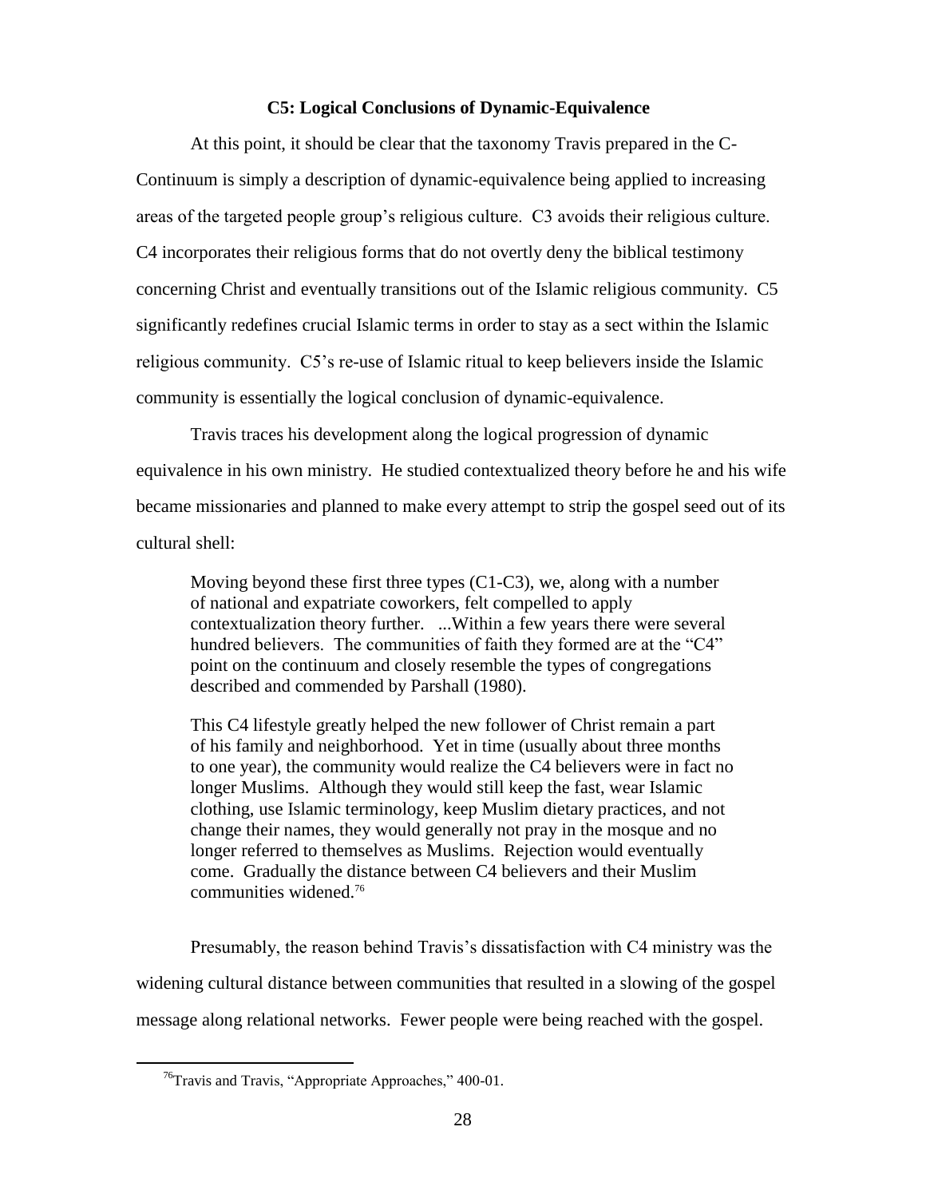### C5: Logical Conclusions of Dynamic-Equivalence

At this point, it should be clear that the taxonomy Travis prepared in the C-Continuum is simply a description of dynamic-equivalence being applied to increasing areas of the targeted people group's religious culture. C3 avoids their religious culture. C4 incorporates their religious forms that do not overtly deny the biblical testimony concerning Christ and eventually transitions out of the Islamic religious community. C5 significantly redefines crucial Islamic terms in order to stay as a sect within the Islamic religious community. C5's re-use of Islamic ritual to keep believers inside the Islamic community is essentially the logical conclusion of dynamic-equivalence.

Travis traces his development along the logical progression of dynamic equivalence in his own ministry. He studied contextualized theory before he and his wife became missionaries and planned to make every attempt to strip the gospel seed out of its cultural shell:

> Moving beyond these first three types (C1-C3), we, along with a number of national and expatriate coworkers, felt compelled to apply contextualization theory further. ...Within a few years there were several hundred believers. The communities of faith they formed are at the "C4" point on the continuum and closely resemble the types of congregations described and commended by Parshall (1980).
>
> This C4 lifestyle greatly helped the new follower of Christ remain a part of his family and neighborhood. Yet in time (usually about three months to one year), the community would realize the C4 believers were in fact no longer Muslims. Although they would still keep the fast, wear Islamic clothing, use Islamic terminology, keep Muslim dietary practices, and not change their names, they would generally not pray in the mosque and no longer referred to themselves as Muslims. Rejection would eventually come. Gradually the distance between C4 believers and their Muslim communities widened.[76]

Presumably, the reason behind Travis's dissatisfaction with C4 ministry was the widening cultural distance between communities that resulted in a slowing of the gospel message along relational networks. Fewer people were being reached with the gospel.

[76]Travis and Travis, "Appropriate Approaches," 400-01.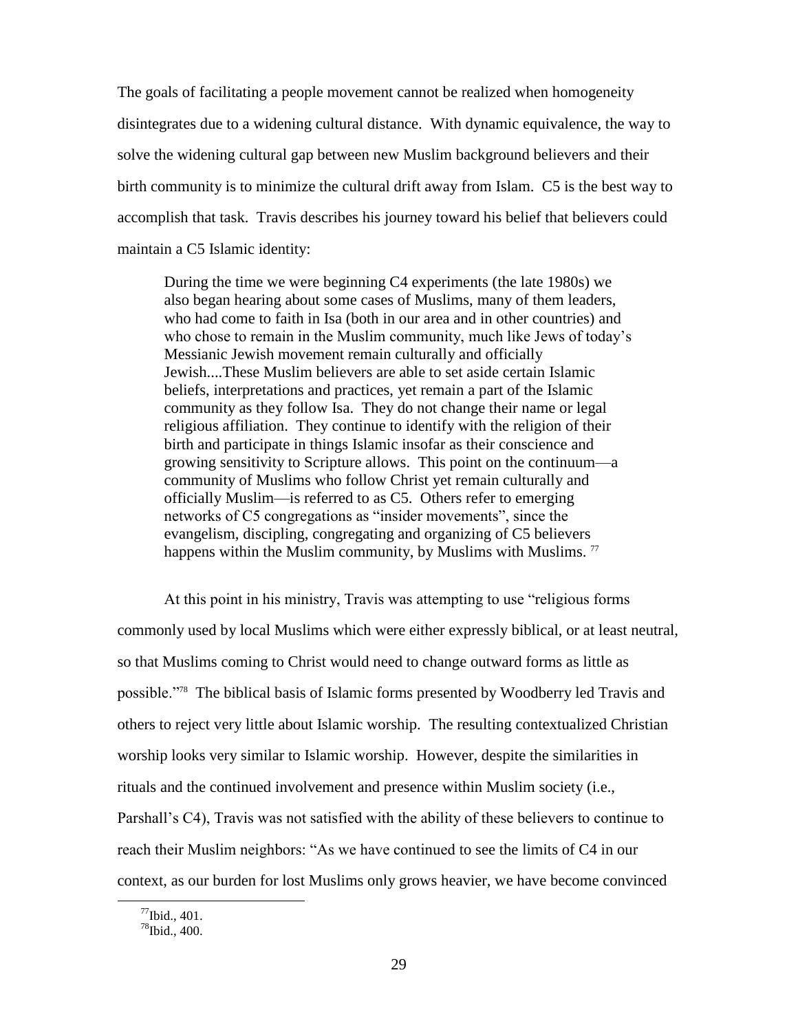The goals of facilitating a people movement cannot be realized when homogeneity disintegrates due to a widening cultural distance. With dynamic equivalence, the way to solve the widening cultural gap between new Muslim background believers and their birth community is to minimize the cultural drift away from Islam. C5 is the best way to accomplish that task. Travis describes his journey toward his belief that believers could maintain a C5 Islamic identity:

> During the time we were beginning C4 experiments (the late 1980s) we also began hearing about some cases of Muslims, many of them leaders, who had come to faith in Isa (both in our area and in other countries) and who chose to remain in the Muslim community, much like Jews of today's Messianic Jewish movement remain culturally and officially Jewish....These Muslim believers are able to set aside certain Islamic beliefs, interpretations and practices, yet remain a part of the Islamic community as they follow Isa. They do not change their name or legal religious affiliation. They continue to identify with the religion of their birth and participate in things Islamic insofar as their conscience and growing sensitivity to Scripture allows. This point on the continuum—a community of Muslims who follow Christ yet remain culturally and officially Muslim—is referred to as C5. Others refer to emerging networks of C5 congregations as "insider movements", since the evangelism, discipling, congregating and organizing of C5 believers happens within the Muslim community, by Muslims with Muslims. [77]

At this point in his ministry, Travis was attempting to use "religious forms commonly used by local Muslims which were either expressly biblical, or at least neutral, so that Muslims coming to Christ would need to change outward forms as little as possible."[78] The biblical basis of Islamic forms presented by Woodberry led Travis and others to reject very little about Islamic worship. The resulting contextualized Christian worship looks very similar to Islamic worship. However, despite the similarities in rituals and the continued involvement and presence within Muslim society (i.e., Parshall's C4), Travis was not satisfied with the ability of these believers to continue to reach their Muslim neighbors: "As we have continued to see the limits of C4 in our context, as our burden for lost Muslims only grows heavier, we have become convinced

---

[77] Ibid., 401.
[78] Ibid., 400.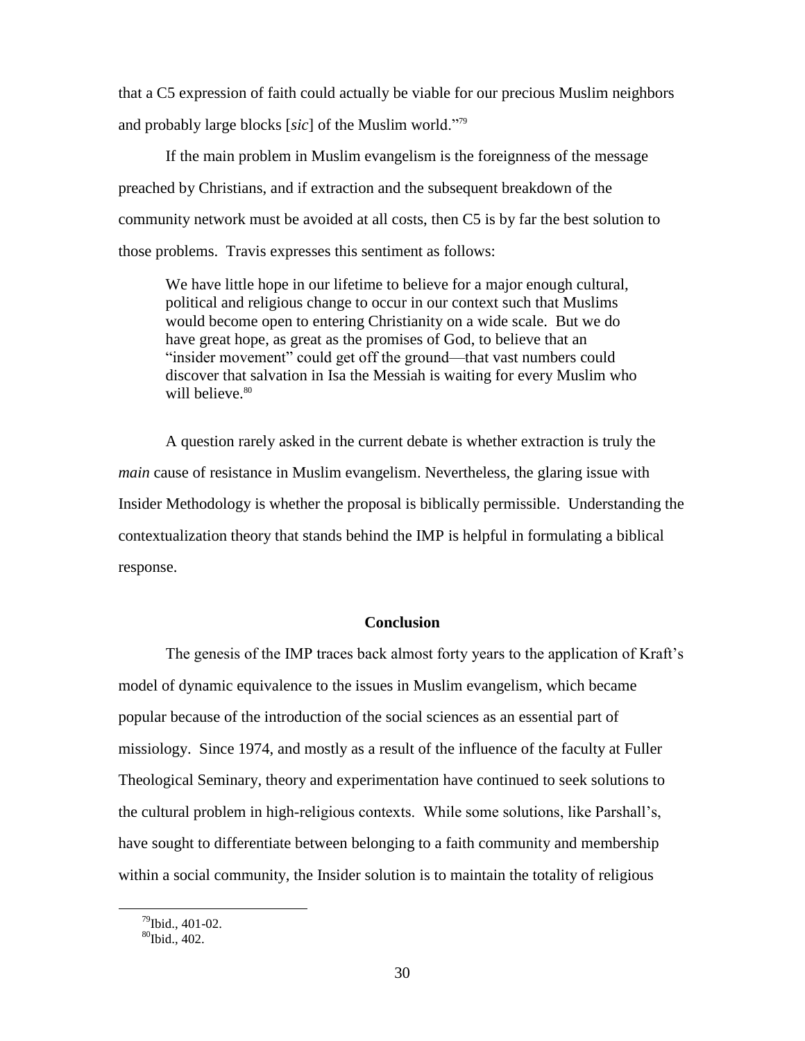that a C5 expression of faith could actually be viable for our precious Muslim neighbors and probably large blocks [*sic*] of the Muslim world."[79]

If the main problem in Muslim evangelism is the foreignness of the message preached by Christians, and if extraction and the subsequent breakdown of the community network must be avoided at all costs, then C5 is by far the best solution to those problems. Travis expresses this sentiment as follows:

> We have little hope in our lifetime to believe for a major enough cultural, political and religious change to occur in our context such that Muslims would become open to entering Christianity on a wide scale. But we do have great hope, as great as the promises of God, to believe that an "insider movement" could get off the ground—that vast numbers could discover that salvation in Isa the Messiah is waiting for every Muslim who will believe.[80]

A question rarely asked in the current debate is whether extraction is truly the *main* cause of resistance in Muslim evangelism. Nevertheless, the glaring issue with Insider Methodology is whether the proposal is biblically permissible. Understanding the contextualization theory that stands behind the IMP is helpful in formulating a biblical response.

## Conclusion

The genesis of the IMP traces back almost forty years to the application of Kraft's model of dynamic equivalence to the issues in Muslim evangelism, which became popular because of the introduction of the social sciences as an essential part of missiology. Since 1974, and mostly as a result of the influence of the faculty at Fuller Theological Seminary, theory and experimentation have continued to seek solutions to the cultural problem in high-religious contexts. While some solutions, like Parshall's, have sought to differentiate between belonging to a faith community and membership within a social community, the Insider solution is to maintain the totality of religious

---

[79] Ibid., 401-02.

[80] Ibid., 402.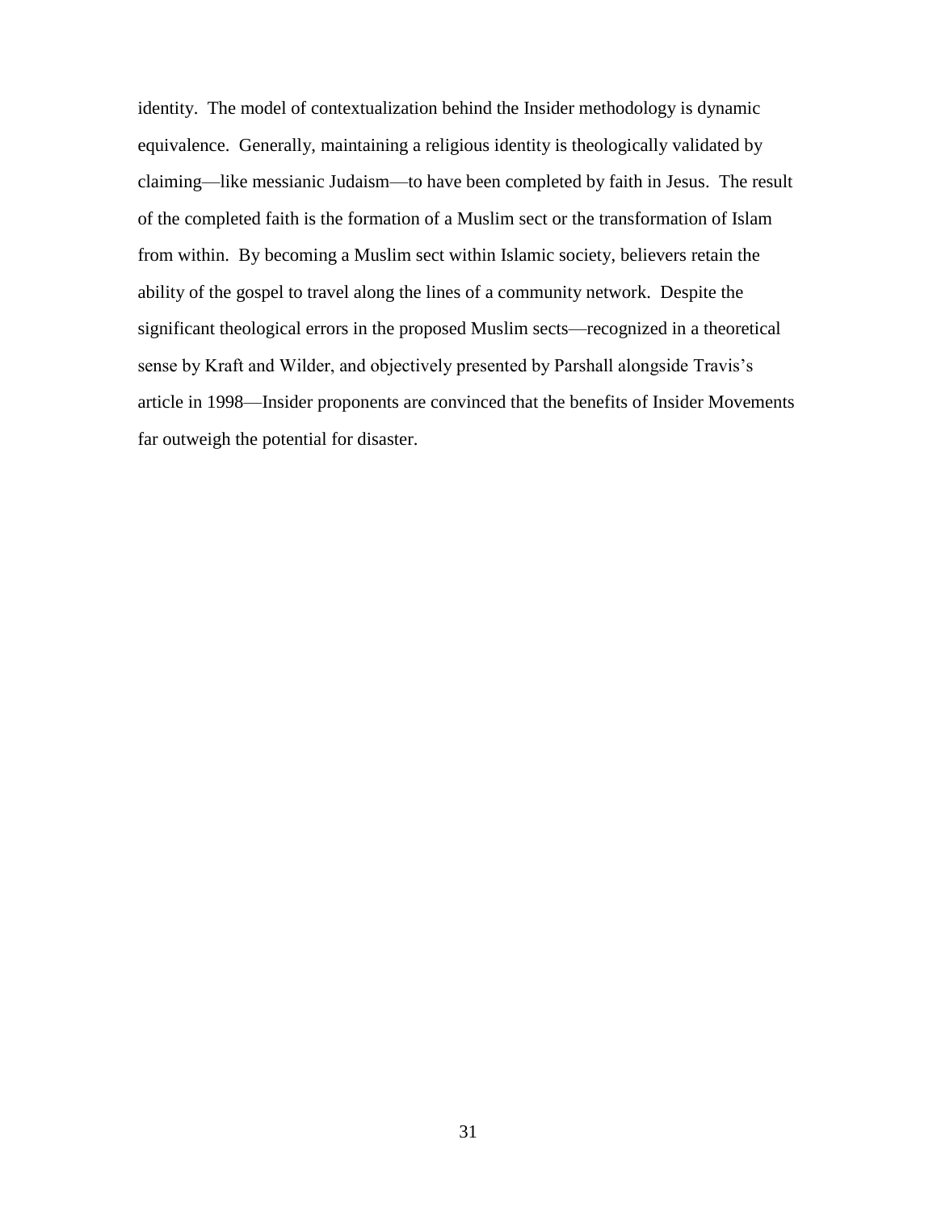identity. The model of contextualization behind the Insider methodology is dynamic equivalence. Generally, maintaining a religious identity is theologically validated by claiming—like messianic Judaism—to have been completed by faith in Jesus. The result of the completed faith is the formation of a Muslim sect or the transformation of Islam from within. By becoming a Muslim sect within Islamic society, believers retain the ability of the gospel to travel along the lines of a community network. Despite the significant theological errors in the proposed Muslim sects—recognized in a theoretical sense by Kraft and Wilder, and objectively presented by Parshall alongside Travis's article in 1998—Insider proponents are convinced that the benefits of Insider Movements far outweigh the potential for disaster.